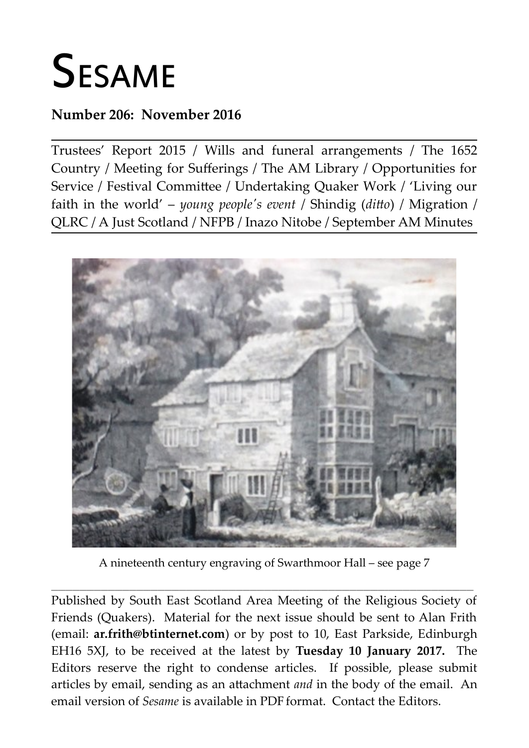# Sesame

**Number 206: November 2016**

---

Trustees' Report 2015 / Wills and funeral arrangements / The 1652 Country / Meeting for Sufferings / The AM Library / Opportunities for Service / Festival Committee / Undertaking Quaker Work / 'Living our faith in the world' – *young people's event* / Shindig (*ditto*) / Migration / QLRC / A Just Scotland / NFPB / Inazo Nitobe / September AM Minutes

---

A nineteenth century engraving of Swarthmoor Hall – see page 7

---

Published by South East Scotland Area Meeting of the Religious Society of Friends (Quakers). Material for the next issue should be sent to Alan Frith (email: **ar.frith@btinternet.com**) or by post to 10, East Parkside, Edinburgh EH16 5XJ, to be received at the latest by **Tuesday 10 January 2017.** The Editors reserve the right to condense articles. If possible, please submit articles by email, sending as an attachment *and* in the body of the email. An email version of *Sesame* is available in PDF format. Contact the Editors.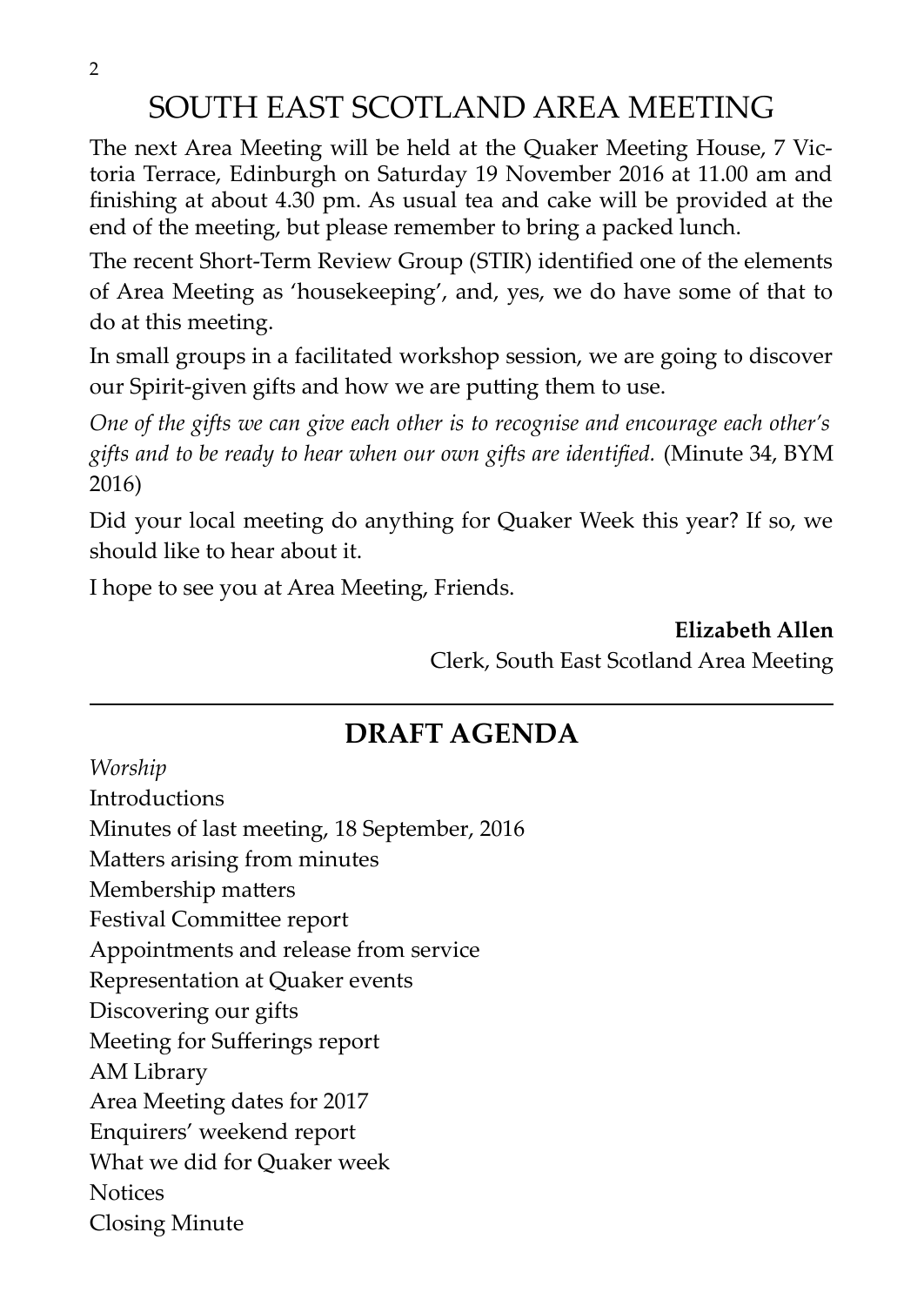# SOUTH EAST SCOTLAND AREA MEETING

The next Area Meeting will be held at the Quaker Meeting House, 7 Victoria Terrace, Edinburgh on Saturday 19 November 2016 at 11.00 am and finishing at about 4.30 pm. As usual tea and cake will be provided at the end of the meeting, but please remember to bring a packed lunch.

The recent Short-Term Review Group (STIR) identified one of the elements of Area Meeting as 'housekeeping', and, yes, we do have some of that to do at this meeting.

In small groups in a facilitated workshop session, we are going to discover our Spirit-given gifts and how we are putting them to use.

*One of the gifts we can give each other is to recognise and encourage each other's gifts and to be ready to hear when our own gifts are identified.* (Minute 34, BYM 2016)

Did your local meeting do anything for Quaker Week this year? If so, we should like to hear about it.

I hope to see you at Area Meeting, Friends.

**Elizabeth Allen**
Clerk, South East Scotland Area Meeting

---

## DRAFT AGENDA

*Worship*
Introductions
Minutes of last meeting, 18 September, 2016
Matters arising from minutes
Membership matters
Festival Committee report
Appointments and release from service
Representation at Quaker events
Discovering our gifts
Meeting for Sufferings report
AM Library
Area Meeting dates for 2017
Enquirers' weekend report
What we did for Quaker week
Notices
Closing Minute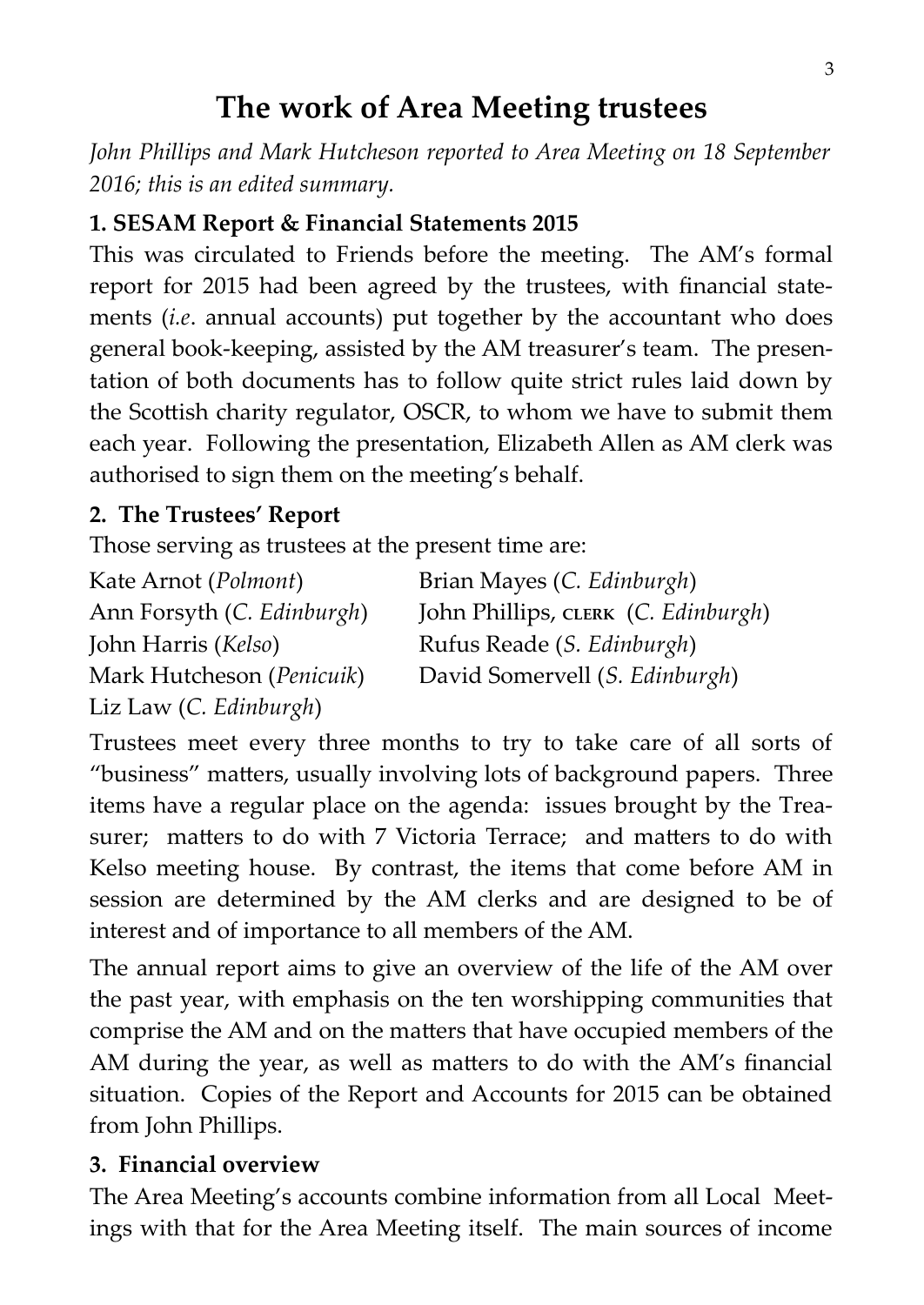# The work of Area Meeting trustees

*John Phillips and Mark Hutcheson reported to Area Meeting on 18 September 2016; this is an edited summary.*

**1. SESAM Report & Financial Statements 2015**

This was circulated to Friends before the meeting. The AM's formal report for 2015 had been agreed by the trustees, with financial statements (*i.e*. annual accounts) put together by the accountant who does general book-keeping, assisted by the AM treasurer's team. The presentation of both documents has to follow quite strict rules laid down by the Scottish charity regulator, OSCR, to whom we have to submit them each year. Following the presentation, Elizabeth Allen as AM clerk was authorised to sign them on the meeting's behalf.

**2. The Trustees' Report**

Those serving as trustees at the present time are:

Kate Arnot (*Polmont*)
Ann Forsyth (*C. Edinburgh*)
John Harris (*Kelso*)
Mark Hutcheson (*Penicuik*)
Liz Law (*C. Edinburgh*)
Brian Mayes (*C. Edinburgh*)
John Phillips, CLERK (*C. Edinburgh*)
Rufus Reade (*S. Edinburgh*)
David Somervell (*S. Edinburgh*)

Trustees meet every three months to try to take care of all sorts of "business" matters, usually involving lots of background papers. Three items have a regular place on the agenda: issues brought by the Treasurer; matters to do with 7 Victoria Terrace; and matters to do with Kelso meeting house. By contrast, the items that come before AM in session are determined by the AM clerks and are designed to be of interest and of importance to all members of the AM.

The annual report aims to give an overview of the life of the AM over the past year, with emphasis on the ten worshipping communities that comprise the AM and on the matters that have occupied members of the AM during the year, as well as matters to do with the AM's financial situation. Copies of the Report and Accounts for 2015 can be obtained from John Phillips.

**3. Financial overview**

The Area Meeting's accounts combine information from all Local Meetings with that for the Area Meeting itself. The main sources of income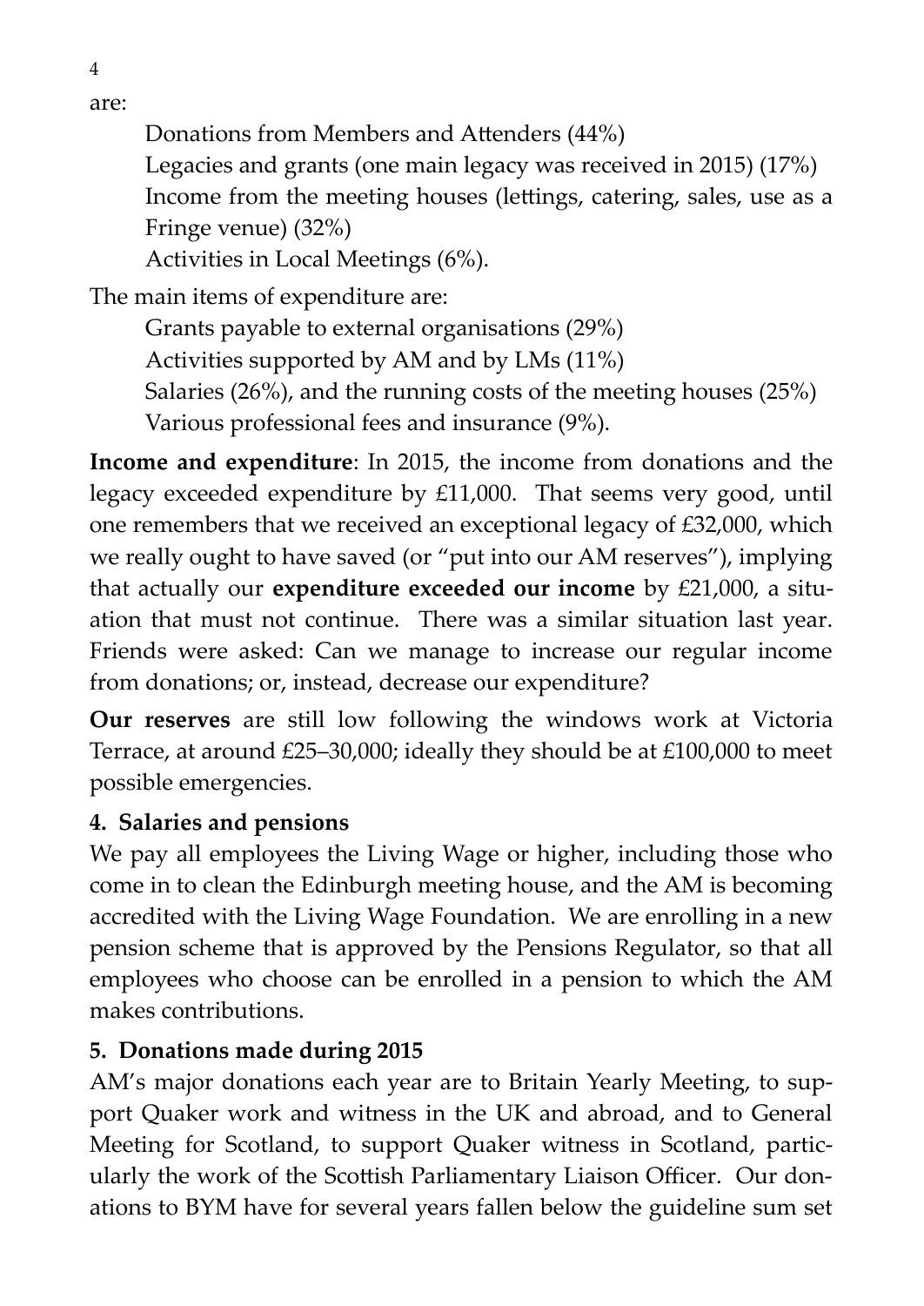are:

Donations from Members and Attenders (44%)
Legacies and grants (one main legacy was received in 2015) (17%)
Income from the meeting houses (lettings, catering, sales, use as a Fringe venue) (32%)
Activities in Local Meetings (6%).

The main items of expenditure are:

Grants payable to external organisations (29%)
Activities supported by AM and by LMs (11%)
Salaries (26%), and the running costs of the meeting houses (25%)
Various professional fees and insurance (9%).

**Income and expenditure**: In 2015, the income from donations and the legacy exceeded expenditure by £11,000. That seems very good, until one remembers that we received an exceptional legacy of £32,000, which we really ought to have saved (or "put into our AM reserves"), implying that actually our **expenditure exceeded our income** by £21,000, a situation that must not continue. There was a similar situation last year. Friends were asked: Can we manage to increase our regular income from donations; or, instead, decrease our expenditure?

**Our reserves** are still low following the windows work at Victoria Terrace, at around £25–30,000; ideally they should be at £100,000 to meet possible emergencies.

### 4. Salaries and pensions

We pay all employees the Living Wage or higher, including those who come in to clean the Edinburgh meeting house, and the AM is becoming accredited with the Living Wage Foundation. We are enrolling in a new pension scheme that is approved by the Pensions Regulator, so that all employees who choose can be enrolled in a pension to which the AM makes contributions.

### 5. Donations made during 2015

AM's major donations each year are to Britain Yearly Meeting, to support Quaker work and witness in the UK and abroad, and to General Meeting for Scotland, to support Quaker witness in Scotland, particularly the work of the Scottish Parliamentary Liaison Officer. Our donations to BYM have for several years fallen below the guideline sum set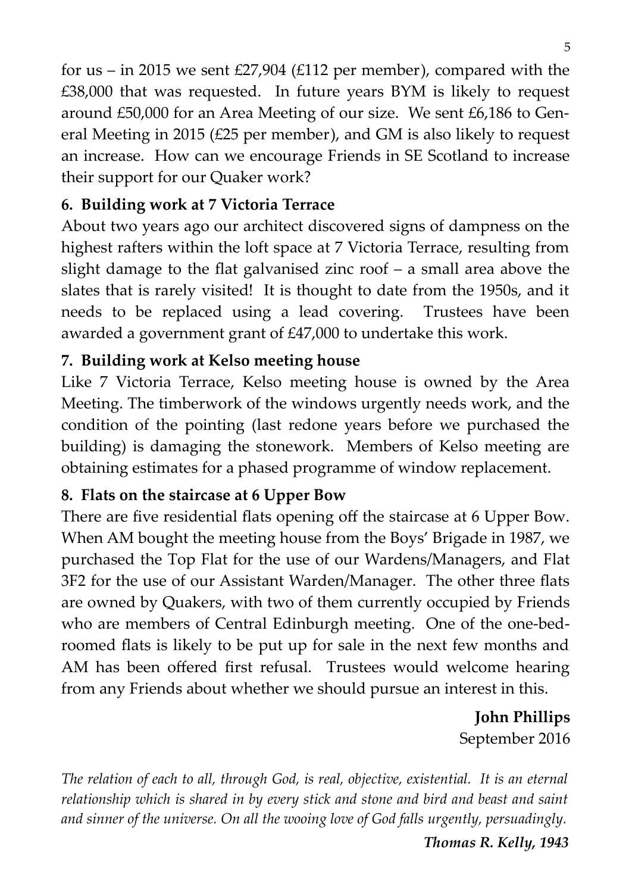for us – in 2015 we sent £27,904 (£112 per member), compared with the £38,000 that was requested. In future years BYM is likely to request around £50,000 for an Area Meeting of our size. We sent £6,186 to General Meeting in 2015 (£25 per member), and GM is also likely to request an increase. How can we encourage Friends in SE Scotland to increase their support for our Quaker work?

**6. Building work at 7 Victoria Terrace**

About two years ago our architect discovered signs of dampness on the highest rafters within the loft space at 7 Victoria Terrace, resulting from slight damage to the flat galvanised zinc roof – a small area above the slates that is rarely visited! It is thought to date from the 1950s, and it needs to be replaced using a lead covering. Trustees have been awarded a government grant of £47,000 to undertake this work.

**7. Building work at Kelso meeting house**

Like 7 Victoria Terrace, Kelso meeting house is owned by the Area Meeting. The timberwork of the windows urgently needs work, and the condition of the pointing (last redone years before we purchased the building) is damaging the stonework. Members of Kelso meeting are obtaining estimates for a phased programme of window replacement.

**8. Flats on the staircase at 6 Upper Bow**

There are five residential flats opening off the staircase at 6 Upper Bow. When AM bought the meeting house from the Boys' Brigade in 1987, we purchased the Top Flat for the use of our Wardens/Managers, and Flat 3F2 for the use of our Assistant Warden/Manager. The other three flats are owned by Quakers, with two of them currently occupied by Friends who are members of Central Edinburgh meeting. One of the one-bedroomed flats is likely to be put up for sale in the next few months and AM has been offered first refusal. Trustees would welcome hearing from any Friends about whether we should pursue an interest in this.

**John Phillips**
September 2016

*The relation of each to all, through God, is real, objective, existential. It is an eternal relationship which is shared in by every stick and stone and bird and beast and saint and sinner of the universe. On all the wooing love of God falls urgently, persuadingly.*

***Thomas R. Kelly, 1943***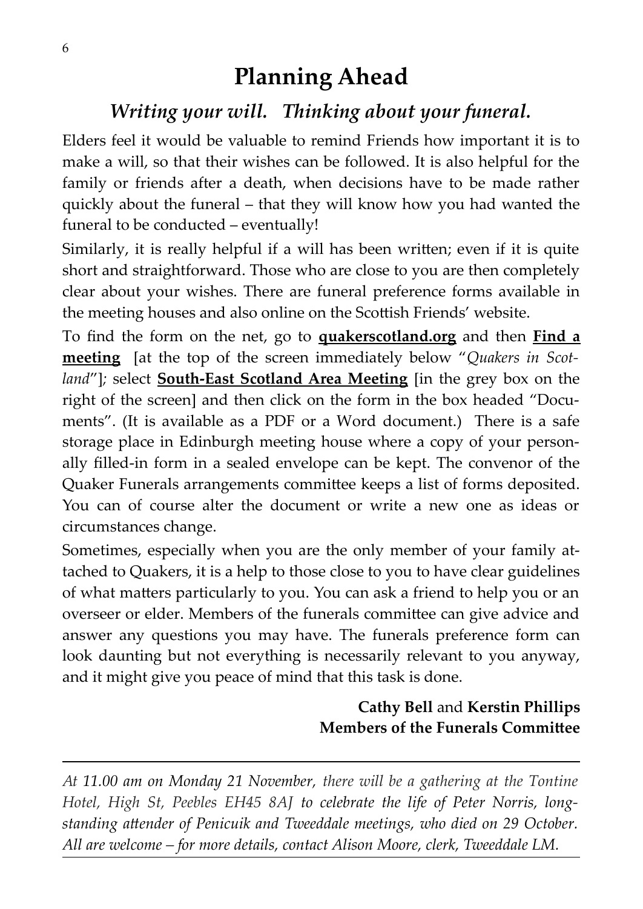# Planning Ahead

## *Writing your will. Thinking about your funeral.*

Elders feel it would be valuable to remind Friends how important it is to make a will, so that their wishes can be followed. It is also helpful for the family or friends after a death, when decisions have to be made rather quickly about the funeral – that they will know how you had wanted the funeral to be conducted – eventually!

Similarly, it is really helpful if a will has been written; even if it is quite short and straightforward. Those who are close to you are then completely clear about your wishes. There are funeral preference forms available in the meeting houses and also online on the Scottish Friends' website.

To find the form on the net, go to **quakerscotland.org** and then **Find a meeting** [at the top of the screen immediately below "*Quakers in Scotland*"]; select **South-East Scotland Area Meeting** [in the grey box on the right of the screen] and then click on the form in the box headed "Documents". (It is available as a PDF or a Word document.) There is a safe storage place in Edinburgh meeting house where a copy of your personally filled-in form in a sealed envelope can be kept. The convenor of the Quaker Funerals arrangements committee keeps a list of forms deposited. You can of course alter the document or write a new one as ideas or circumstances change.

Sometimes, especially when you are the only member of your family attached to Quakers, it is a help to those close to you to have clear guidelines of what matters particularly to you. You can ask a friend to help you or an overseer or elder. Members of the funerals committee can give advice and answer any questions you may have. The funerals preference form can look daunting but not everything is necessarily relevant to you anyway, and it might give you peace of mind that this task is done.

**Cathy Bell** and **Kerstin Phillips**
**Members of the Funerals Committee**

---

*At 11.00 am on Monday 21 November, there will be a gathering at the Tontine Hotel, High St, Peebles EH45 8AJ to celebrate the life of Peter Norris, long-standing attender of Penicuik and Tweeddale meetings, who died on 29 October. All are welcome – for more details, contact Alison Moore, clerk, Tweeddale LM.*

---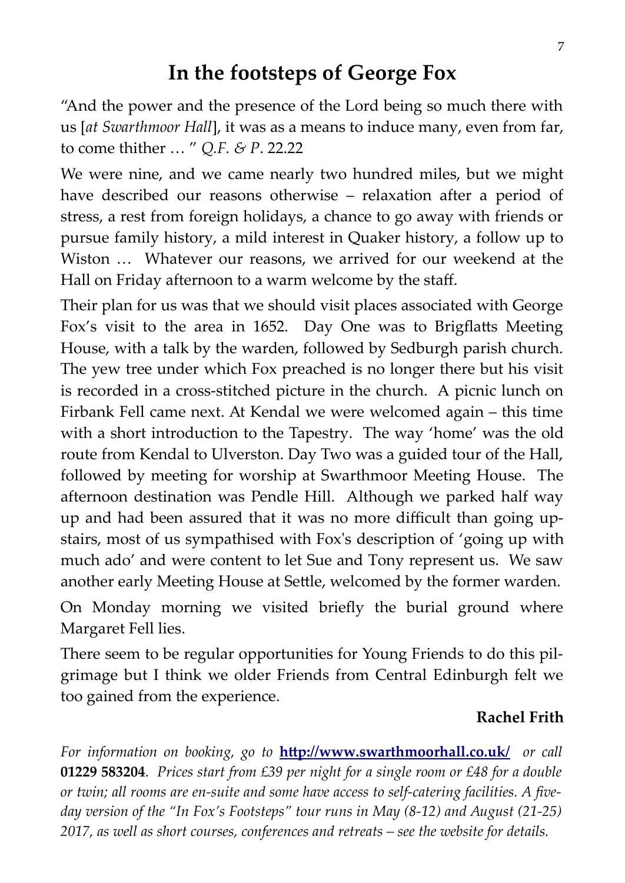# In the footsteps of George Fox

"And the power and the presence of the Lord being so much there with us [*at Swarthmoor Hall*], it was as a means to induce many, even from far, to come thither … " *Q.F. & P*. 22.22

We were nine, and we came nearly two hundred miles, but we might have described our reasons otherwise – relaxation after a period of stress, a rest from foreign holidays, a chance to go away with friends or pursue family history, a mild interest in Quaker history, a follow up to Wiston … Whatever our reasons, we arrived for our weekend at the Hall on Friday afternoon to a warm welcome by the staff.

Their plan for us was that we should visit places associated with George Fox's visit to the area in 1652. Day One was to Brigflatts Meeting House, with a talk by the warden, followed by Sedburgh parish church. The yew tree under which Fox preached is no longer there but his visit is recorded in a cross-stitched picture in the church. A picnic lunch on Firbank Fell came next. At Kendal we were welcomed again – this time with a short introduction to the Tapestry. The way 'home' was the old route from Kendal to Ulverston. Day Two was a guided tour of the Hall, followed by meeting for worship at Swarthmoor Meeting House. The afternoon destination was Pendle Hill. Although we parked half way up and had been assured that it was no more difficult than going up-stairs, most of us sympathised with Fox's description of 'going up with much ado' and were content to let Sue and Tony represent us. We saw another early Meeting House at Settle, welcomed by the former warden.

On Monday morning we visited briefly the burial ground where Margaret Fell lies.

There seem to be regular opportunities for Young Friends to do this pil-grimage but I think we older Friends from Central Edinburgh felt we too gained from the experience.

**Rachel Frith**

*For information on booking, go to* **http://www.swarthmoorhall.co.uk/** *or call* **01229 583204**. *Prices start from £39 per night for a single room or £48 for a double or twin; all rooms are en-suite and some have access to self-catering facilities. A five-day version of the "In Fox's Footsteps" tour runs in May (8-12) and August (21-25) 2017, as well as short courses, conferences and retreats – see the website for details.*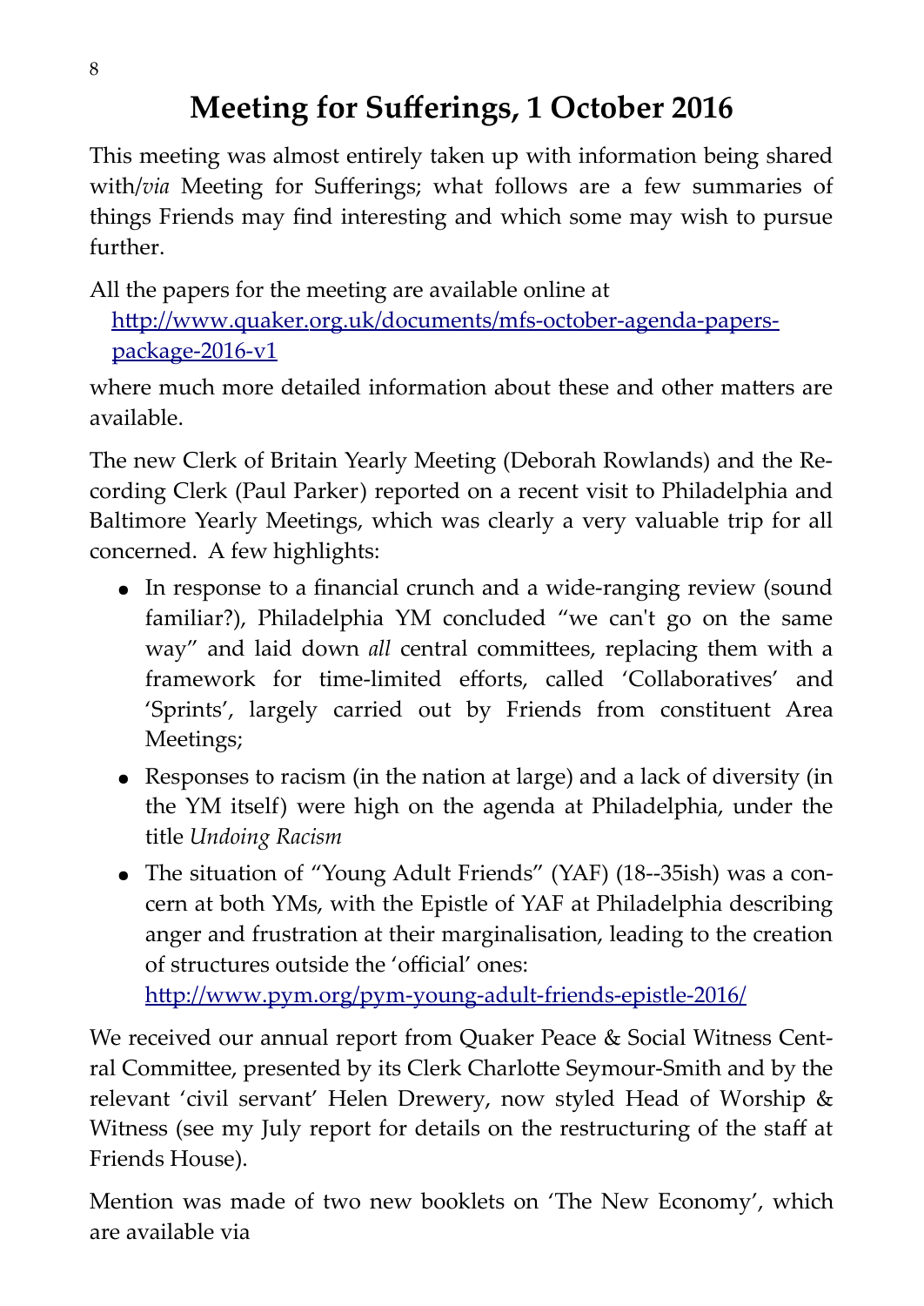# Meeting for Sufferings, 1 October 2016

This meeting was almost entirely taken up with information being shared with/*via* Meeting for Sufferings; what follows are a few summaries of things Friends may find interesting and which some may wish to pursue further.

All the papers for the meeting are available online at

[http://www.quaker.org.uk/documents/mfs-october-agenda-papers-package-2016-v1](http://www.quaker.org.uk/documents/mfs-october-agenda-papers-package-2016-v1)

where much more detailed information about these and other matters are available.

The new Clerk of Britain Yearly Meeting (Deborah Rowlands) and the Recording Clerk (Paul Parker) reported on a recent visit to Philadelphia and Baltimore Yearly Meetings, which was clearly a very valuable trip for all concerned. A few highlights:

- In response to a financial crunch and a wide-ranging review (sound familiar?), Philadelphia YM concluded "we can't go on the same way" and laid down *all* central committees, replacing them with a framework for time-limited efforts, called 'Collaboratives' and 'Sprints', largely carried out by Friends from constituent Area Meetings;
- Responses to racism (in the nation at large) and a lack of diversity (in the YM itself) were high on the agenda at Philadelphia, under the title *Undoing Racism*
- The situation of "Young Adult Friends" (YAF) (18--35ish) was a concern at both YMs, with the Epistle of YAF at Philadelphia describing anger and frustration at their marginalisation, leading to the creation of structures outside the 'official' ones: [http://www.pym.org/pym-young-adult-friends-epistle-2016/](http://www.pym.org/pym-young-adult-friends-epistle-2016/)

We received our annual report from Quaker Peace & Social Witness Central Committee, presented by its Clerk Charlotte Seymour-Smith and by the relevant 'civil servant' Helen Drewery, now styled Head of Worship & Witness (see my July report for details on the restructuring of the staff at Friends House).

Mention was made of two new booklets on 'The New Economy', which are available via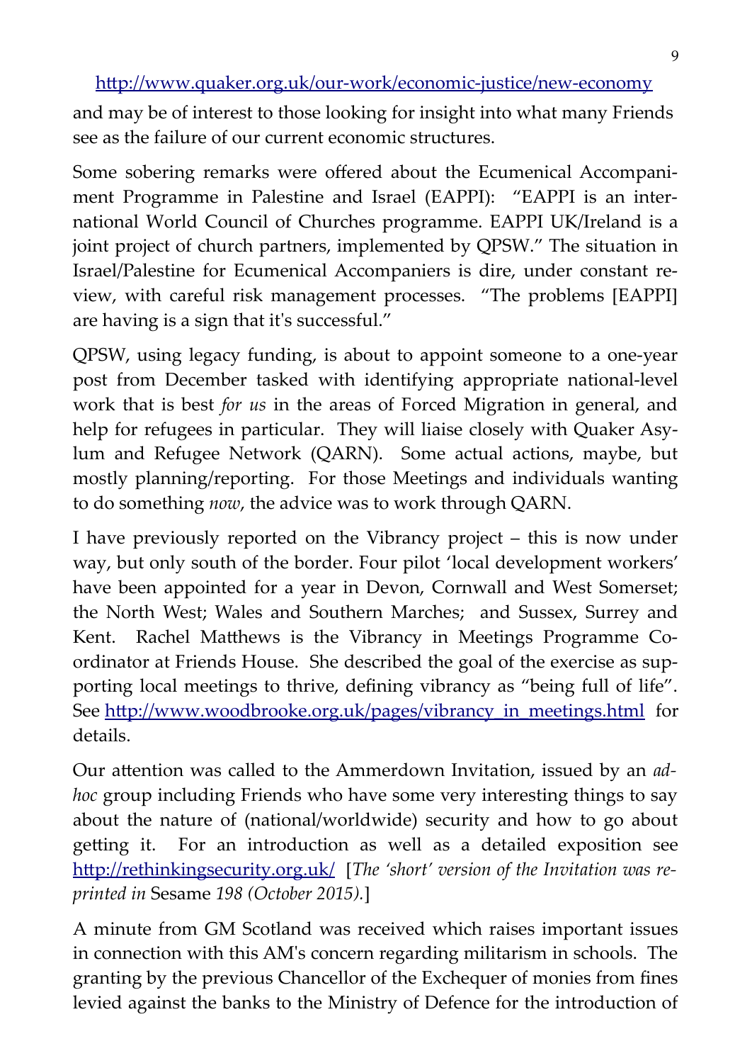http://www.quaker.org.uk/our-work/economic-justice/new-economy and may be of interest to those looking for insight into what many Friends see as the failure of our current economic structures.

Some sobering remarks were offered about the Ecumenical Accompaniment Programme in Palestine and Israel (EAPPI): "EAPPI is an international World Council of Churches programme. EAPPI UK/Ireland is a joint project of church partners, implemented by QPSW." The situation in Israel/Palestine for Ecumenical Accompaniers is dire, under constant review, with careful risk management processes. "The problems [EAPPI] are having is a sign that it's successful."

QPSW, using legacy funding, is about to appoint someone to a one-year post from December tasked with identifying appropriate national-level work that is best *for us* in the areas of Forced Migration in general, and help for refugees in particular. They will liaise closely with Quaker Asylum and Refugee Network (QARN). Some actual actions, maybe, but mostly planning/reporting. For those Meetings and individuals wanting to do something *now*, the advice was to work through QARN.

I have previously reported on the Vibrancy project – this is now under way, but only south of the border. Four pilot 'local development workers' have been appointed for a year in Devon, Cornwall and West Somerset; the North West; Wales and Southern Marches; and Sussex, Surrey and Kent. Rachel Matthews is the Vibrancy in Meetings Programme Coordinator at Friends House. She described the goal of the exercise as supporting local meetings to thrive, defining vibrancy as "being full of life". See http://www.woodbrooke.org.uk/pages/vibrancy_in_meetings.html for details.

Our attention was called to the Ammerdown Invitation, issued by an *ad-hoc* group including Friends who have some very interesting things to say about the nature of (national/worldwide) security and how to go about getting it. For an introduction as well as a detailed exposition see http://rethinkingsecurity.org.uk/ [*The 'short' version of the Invitation was reprinted in* Sesame *198 (October 2015).*]

A minute from GM Scotland was received which raises important issues in connection with this AM's concern regarding militarism in schools. The granting by the previous Chancellor of the Exchequer of monies from fines levied against the banks to the Ministry of Defence for the introduction of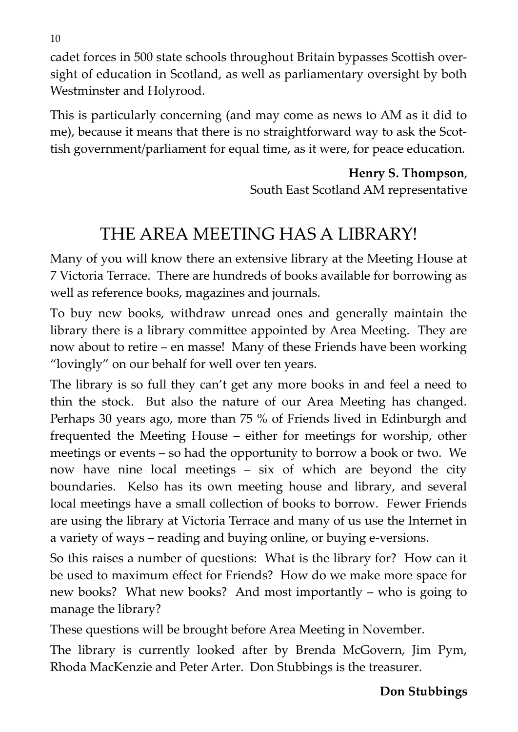cadet forces in 500 state schools throughout Britain bypasses Scottish oversight of education in Scotland, as well as parliamentary oversight by both Westminster and Holyrood.

This is particularly concerning (and may come as news to AM as it did to me), because it means that there is no straightforward way to ask the Scottish government/parliament for equal time, as it were, for peace education.

**Henry S. Thompson**,
South East Scotland AM representative

## THE AREA MEETING HAS A LIBRARY!

Many of you will know there an extensive library at the Meeting House at 7 Victoria Terrace. There are hundreds of books available for borrowing as well as reference books, magazines and journals.

To buy new books, withdraw unread ones and generally maintain the library there is a library committee appointed by Area Meeting. They are now about to retire – en masse! Many of these Friends have been working "lovingly" on our behalf for well over ten years.

The library is so full they can't get any more books in and feel a need to thin the stock. But also the nature of our Area Meeting has changed. Perhaps 30 years ago, more than 75 % of Friends lived in Edinburgh and frequented the Meeting House – either for meetings for worship, other meetings or events – so had the opportunity to borrow a book or two. We now have nine local meetings – six of which are beyond the city boundaries. Kelso has its own meeting house and library, and several local meetings have a small collection of books to borrow. Fewer Friends are using the library at Victoria Terrace and many of us use the Internet in a variety of ways – reading and buying online, or buying e-versions.

So this raises a number of questions: What is the library for? How can it be used to maximum effect for Friends? How do we make more space for new books? What new books? And most importantly – who is going to manage the library?

These questions will be brought before Area Meeting in November.

The library is currently looked after by Brenda McGovern, Jim Pym, Rhoda MacKenzie and Peter Arter. Don Stubbings is the treasurer.

**Don Stubbings**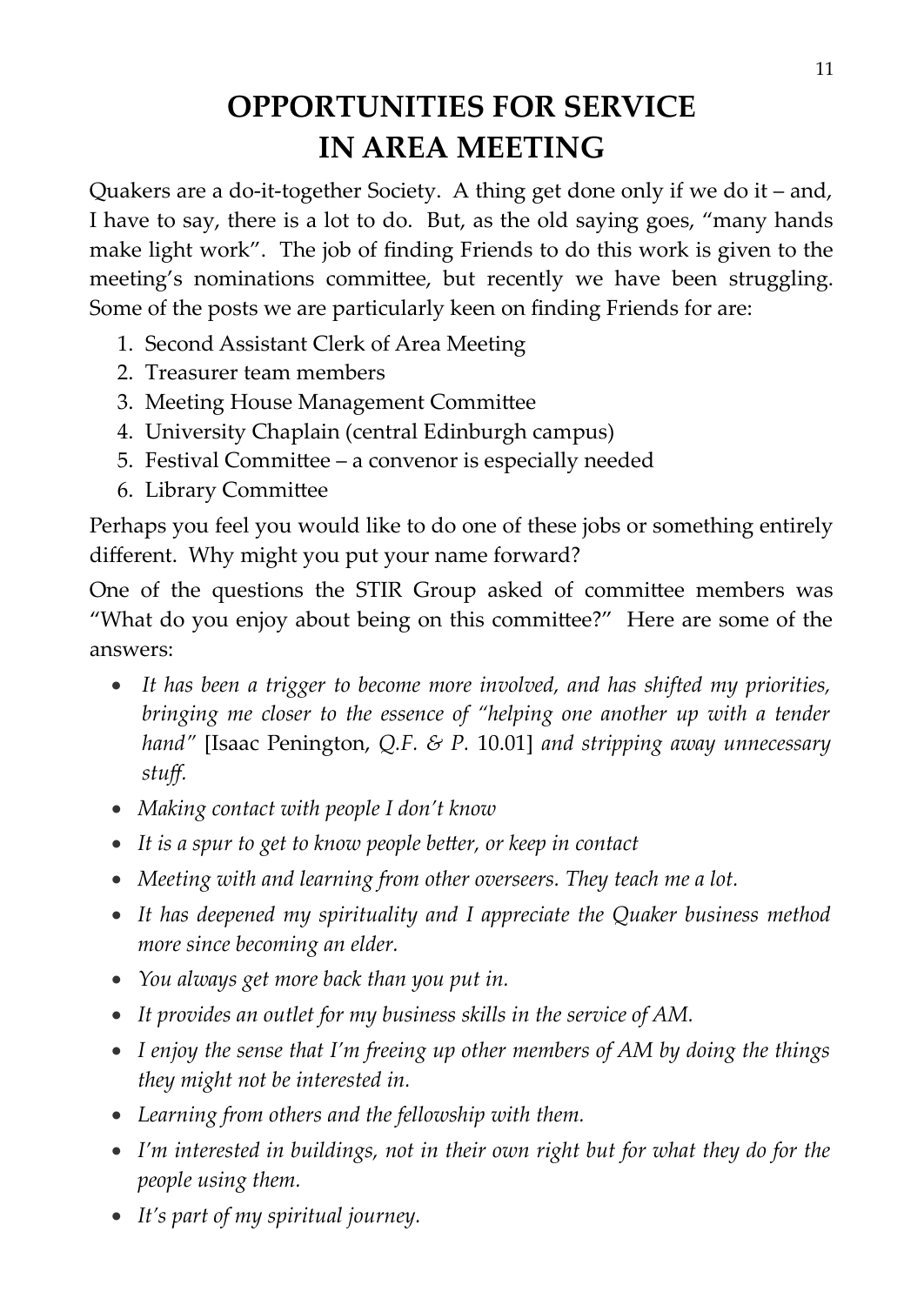# OPPORTUNITIES FOR SERVICE IN AREA MEETING

Quakers are a do-it-together Society. A thing get done only if we do it – and, I have to say, there is a lot to do. But, as the old saying goes, "many hands make light work". The job of finding Friends to do this work is given to the meeting's nominations committee, but recently we have been struggling. Some of the posts we are particularly keen on finding Friends for are:

1. Second Assistant Clerk of Area Meeting
2. Treasurer team members
3. Meeting House Management Committee
4. University Chaplain (central Edinburgh campus)
5. Festival Committee – a convenor is especially needed
6. Library Committee

Perhaps you feel you would like to do one of these jobs or something entirely different. Why might you put your name forward?

One of the questions the STIR Group asked of committee members was "What do you enjoy about being on this committee?" Here are some of the answers:

- *It has been a trigger to become more involved, and has shifted my priorities, bringing me closer to the essence of "helping one another up with a tender hand"* [Isaac Penington, *Q.F. & P.* 10.01] *and stripping away unnecessary stuff.*
- *Making contact with people I don't know*
- *It is a spur to get to know people better, or keep in contact*
- *Meeting with and learning from other overseers. They teach me a lot.*
- *It has deepened my spirituality and I appreciate the Quaker business method more since becoming an elder.*
- *You always get more back than you put in.*
- *It provides an outlet for my business skills in the service of AM.*
- *I enjoy the sense that I'm freeing up other members of AM by doing the things they might not be interested in.*
- *Learning from others and the fellowship with them.*
- *I'm interested in buildings, not in their own right but for what they do for the people using them.*
- *It's part of my spiritual journey.*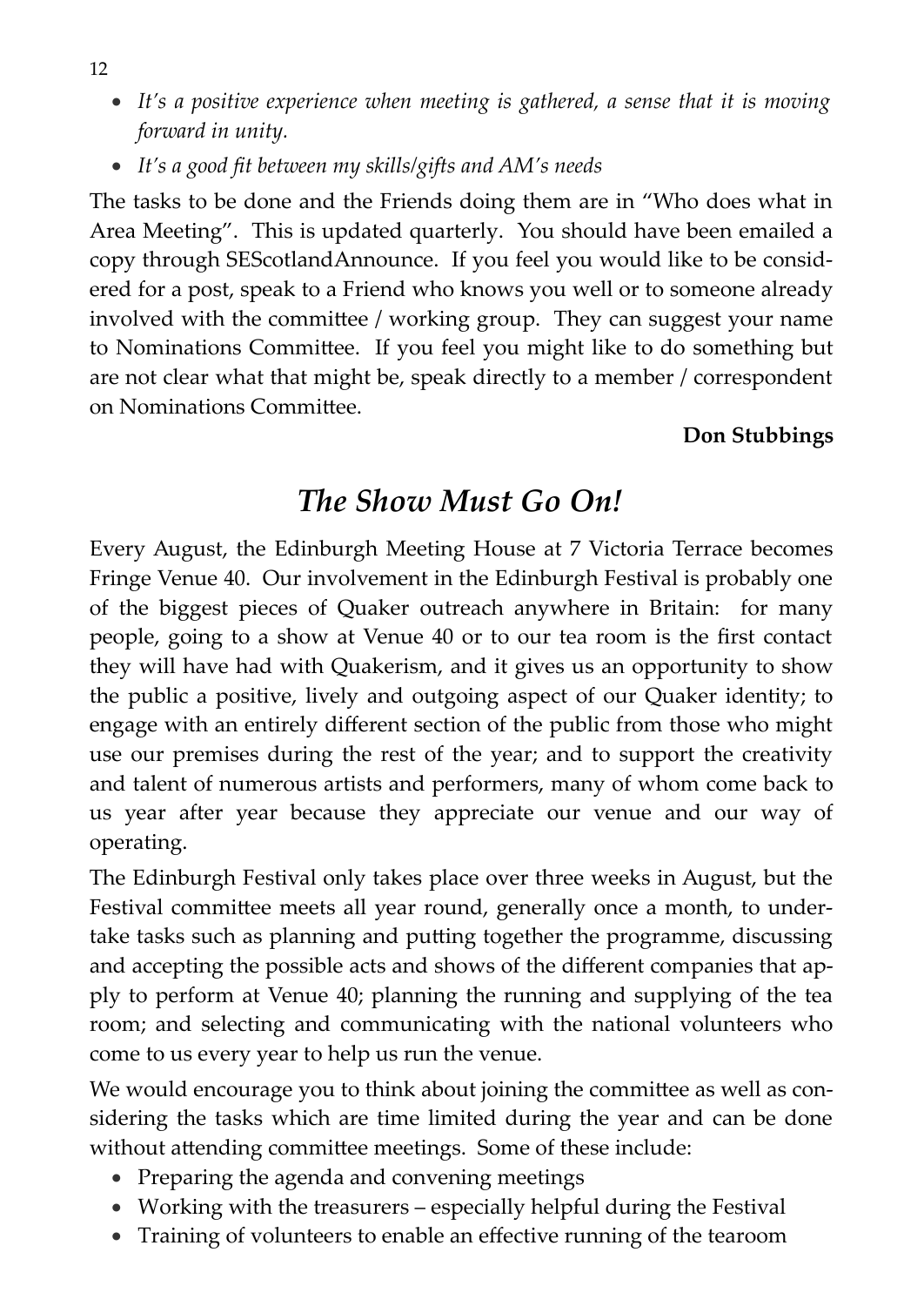- *It's a positive experience when meeting is gathered, a sense that it is moving forward in unity.*
- *It's a good fit between my skills/gifts and AM's needs*

The tasks to be done and the Friends doing them are in "Who does what in Area Meeting". This is updated quarterly. You should have been emailed a copy through SEScotlandAnnounce. If you feel you would like to be considered for a post, speak to a Friend who knows you well or to someone already involved with the committee / working group. They can suggest your name to Nominations Committee. If you feel you might like to do something but are not clear what that might be, speak directly to a member / correspondent on Nominations Committee.

**Don Stubbings**

## *The Show Must Go On!*

Every August, the Edinburgh Meeting House at 7 Victoria Terrace becomes Fringe Venue 40. Our involvement in the Edinburgh Festival is probably one of the biggest pieces of Quaker outreach anywhere in Britain: for many people, going to a show at Venue 40 or to our tea room is the first contact they will have had with Quakerism, and it gives us an opportunity to show the public a positive, lively and outgoing aspect of our Quaker identity; to engage with an entirely different section of the public from those who might use our premises during the rest of the year; and to support the creativity and talent of numerous artists and performers, many of whom come back to us year after year because they appreciate our venue and our way of operating.

The Edinburgh Festival only takes place over three weeks in August, but the Festival committee meets all year round, generally once a month, to undertake tasks such as planning and putting together the programme, discussing and accepting the possible acts and shows of the different companies that apply to perform at Venue 40; planning the running and supplying of the tea room; and selecting and communicating with the national volunteers who come to us every year to help us run the venue.

We would encourage you to think about joining the committee as well as considering the tasks which are time limited during the year and can be done without attending committee meetings. Some of these include:

- Preparing the agenda and convening meetings
- Working with the treasurers – especially helpful during the Festival
- Training of volunteers to enable an effective running of the tearoom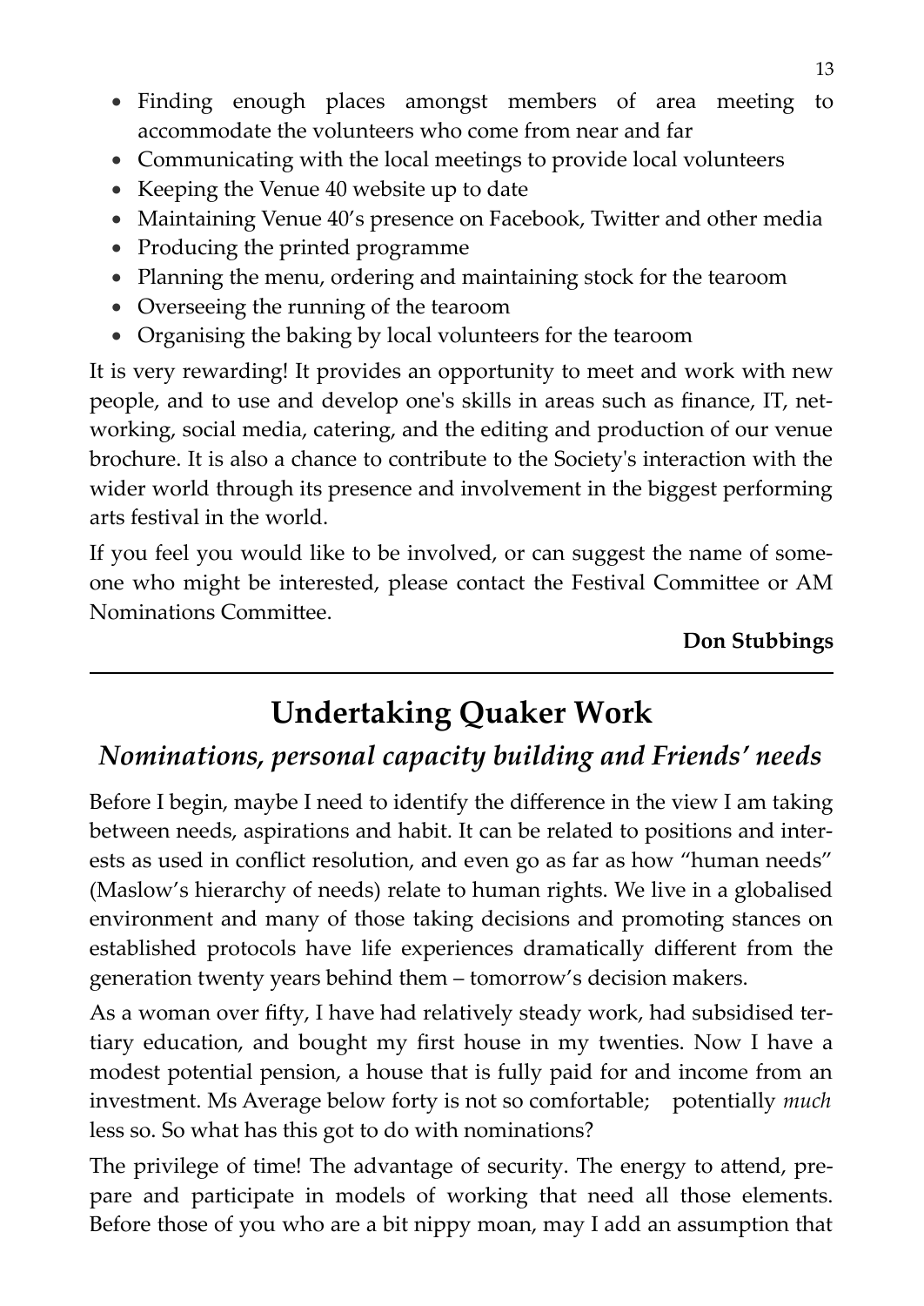- Finding enough places amongst members of area meeting to accommodate the volunteers who come from near and far
- Communicating with the local meetings to provide local volunteers
- Keeping the Venue 40 website up to date
- Maintaining Venue 40's presence on Facebook, Twitter and other media
- Producing the printed programme
- Planning the menu, ordering and maintaining stock for the tearoom
- Overseeing the running of the tearoom
- Organising the baking by local volunteers for the tearoom

It is very rewarding! It provides an opportunity to meet and work with new people, and to use and develop one's skills in areas such as finance, IT, networking, social media, catering, and the editing and production of our venue brochure. It is also a chance to contribute to the Society's interaction with the wider world through its presence and involvement in the biggest performing arts festival in the world.

If you feel you would like to be involved, or can suggest the name of someone who might be interested, please contact the Festival Committee or AM Nominations Committee.

**Don Stubbings**

---

# Undertaking Quaker Work

## *Nominations, personal capacity building and Friends' needs*

Before I begin, maybe I need to identify the difference in the view I am taking between needs, aspirations and habit. It can be related to positions and interests as used in conflict resolution, and even go as far as how "human needs" (Maslow's hierarchy of needs) relate to human rights. We live in a globalised environment and many of those taking decisions and promoting stances on established protocols have life experiences dramatically different from the generation twenty years behind them – tomorrow's decision makers.

As a woman over fifty, I have had relatively steady work, had subsidised tertiary education, and bought my first house in my twenties. Now I have a modest potential pension, a house that is fully paid for and income from an investment. Ms Average below forty is not so comfortable; potentially *much* less so. So what has this got to do with nominations?

The privilege of time! The advantage of security. The energy to attend, prepare and participate in models of working that need all those elements. Before those of you who are a bit nippy moan, may I add an assumption that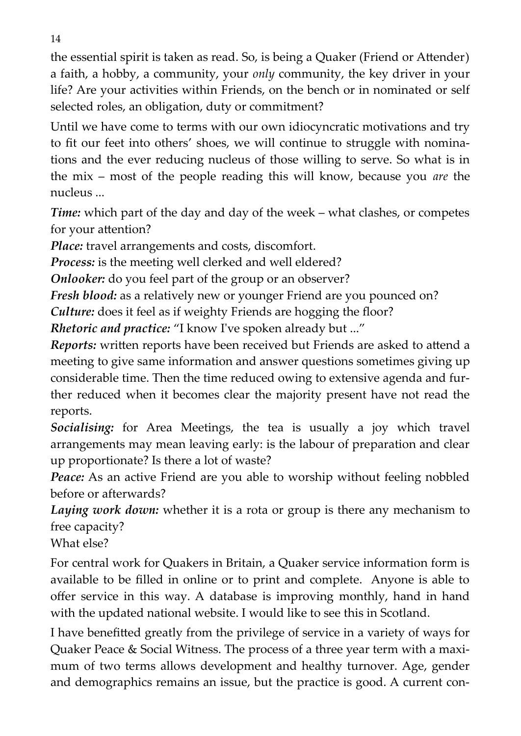the essential spirit is taken as read. So, is being a Quaker (Friend or Attender) a faith, a hobby, a community, your *only* community, the key driver in your life? Are your activities within Friends, on the bench or in nominated or self selected roles, an obligation, duty or commitment?

Until we have come to terms with our own idiocyncratic motivations and try to fit our feet into others' shoes, we will continue to struggle with nominations and the ever reducing nucleus of those willing to serve. So what is in the mix – most of the people reading this will know, because you *are* the nucleus ...

***Time:*** which part of the day and day of the week – what clashes, or competes for your attention?

***Place:*** travel arrangements and costs, discomfort.

***Process:*** is the meeting well clerked and well eldered?

***Onlooker:*** do you feel part of the group or an observer?

***Fresh blood:*** as a relatively new or younger Friend are you pounced on?

***Culture:*** does it feel as if weighty Friends are hogging the floor?

***Rhetoric and practice:*** "I know I've spoken already but ..."

***Reports:*** written reports have been received but Friends are asked to attend a meeting to give same information and answer questions sometimes giving up considerable time. Then the time reduced owing to extensive agenda and further reduced when it becomes clear the majority present have not read the reports.

***Socialising:*** for Area Meetings, the tea is usually a joy which travel arrangements may mean leaving early: is the labour of preparation and clear up proportionate? Is there a lot of waste?

***Peace:*** As an active Friend are you able to worship without feeling nobbled before or afterwards?

***Laying work down:*** whether it is a rota or group is there any mechanism to free capacity?

What else?

For central work for Quakers in Britain, a Quaker service information form is available to be filled in online or to print and complete. Anyone is able to offer service in this way. A database is improving monthly, hand in hand with the updated national website. I would like to see this in Scotland.

I have benefitted greatly from the privilege of service in a variety of ways for Quaker Peace & Social Witness. The process of a three year term with a maximum of two terms allows development and healthy turnover. Age, gender and demographics remains an issue, but the practice is good. A current con-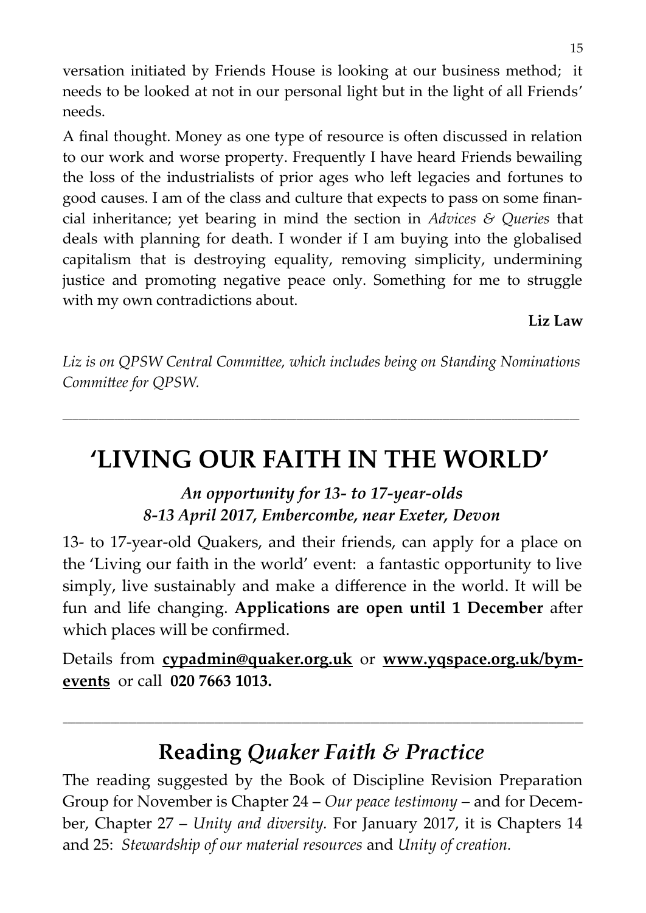versation initiated by Friends House is looking at our business method; it needs to be looked at not in our personal light but in the light of all Friends' needs.

A final thought. Money as one type of resource is often discussed in relation to our work and worse property. Frequently I have heard Friends bewailing the loss of the industrialists of prior ages who left legacies and fortunes to good causes. I am of the class and culture that expects to pass on some financial inheritance; yet bearing in mind the section in *Advices & Queries* that deals with planning for death. I wonder if I am buying into the globalised capitalism that is destroying equality, removing simplicity, undermining justice and promoting negative peace only. Something for me to struggle with my own contradictions about.

**Liz Law**

*Liz is on QPSW Central Committee, which includes being on Standing Nominations Committee for QPSW.*

---

# 'LIVING OUR FAITH IN THE WORLD'

### *An opportunity for 13- to 17-year-olds*
### *8-13 April 2017, Embercombe, near Exeter, Devon*

13- to 17-year-old Quakers, and their friends, can apply for a place on the 'Living our faith in the world' event: a fantastic opportunity to live simply, live sustainably and make a difference in the world. It will be fun and life changing. **Applications are open until 1 December** after which places will be confirmed.

Details from **cypadmin@quaker.org.uk** or **www.yqspace.org.uk/bym-events** or call **020 7663 1013.**

---

## Reading *Quaker Faith & Practice*

The reading suggested by the Book of Discipline Revision Preparation Group for November is Chapter 24 – *Our peace testimony* – and for December, Chapter 27 – *Unity and diversity.* For January 2017, it is Chapters 14 and 25: *Stewardship of our material resources* and *Unity of creation.*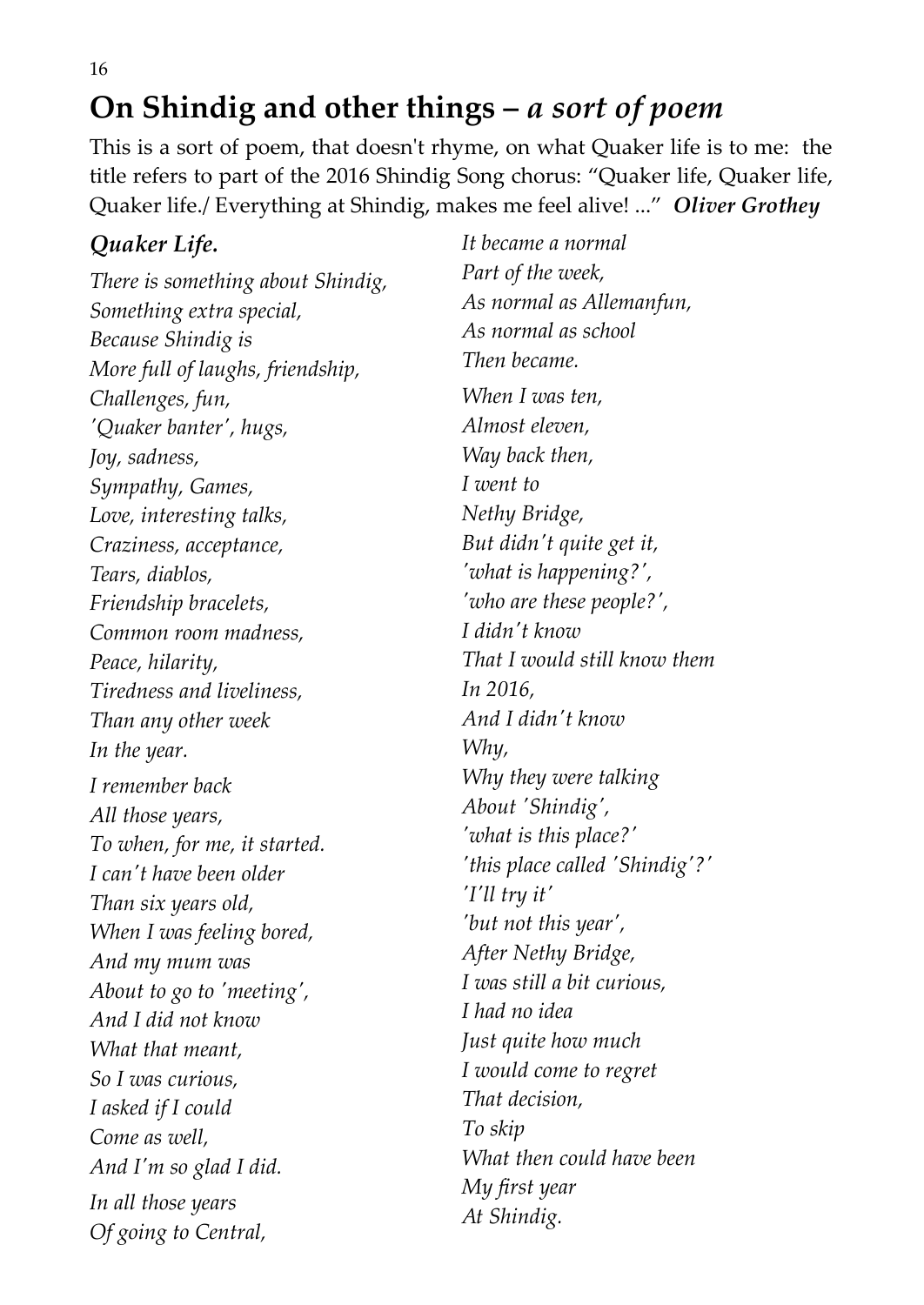# On Shindig and other things – *a sort of poem*

This is a sort of poem, that doesn't rhyme, on what Quaker life is to me: the title refers to part of the 2016 Shindig Song chorus: "Quaker life, Quaker life, Quaker life./ Everything at Shindig, makes me feel alive! ..." ***Oliver Grothey***

### *Quaker Life.*

*There is something about Shindig,*
*Something extra special,*
*Because Shindig is*
*More full of laughs, friendship,*
*Challenges, fun,*
*'Quaker banter', hugs,*
*Joy, sadness,*
*Sympathy, Games,*
*Love, interesting talks,*
*Craziness, acceptance,*
*Tears, diablos,*
*Friendship bracelets,*
*Common room madness,*
*Peace, hilarity,*
*Tiredness and liveliness,*
*Than any other week*
*In the year.*

*I remember back*
*All those years,*
*To when, for me, it started.*
*I can't have been older*
*Than six years old,*
*When I was feeling bored,*
*And my mum was*
*About to go to 'meeting',*
*And I did not know*
*What that meant,*
*So I was curious,*
*I asked if I could*
*Come as well,*
*And I'm so glad I did.*

*In all those years*
*Of going to Central,*
*It became a normal*
*Part of the week,*
*As normal as Allemanfun,*
*As normal as school*
*Then became.*

*When I was ten,*
*Almost eleven,*
*Way back then,*
*I went to*
*Nethy Bridge,*
*But didn't quite get it,*
*'what is happening?',*
*'who are these people?',*
*I didn't know*
*That I would still know them*
*In 2016,*
*And I didn't know*
*Why,*
*Why they were talking*
*About 'Shindig',*
*'what is this place?'*
*'this place called 'Shindig'?'*
*'I'll try it'*
*'but not this year',*
*After Nethy Bridge,*
*I was still a bit curious,*
*I had no idea*
*Just quite how much*
*I would come to regret*
*That decision,*
*To skip*
*What then could have been*
*My first year*
*At Shindig.*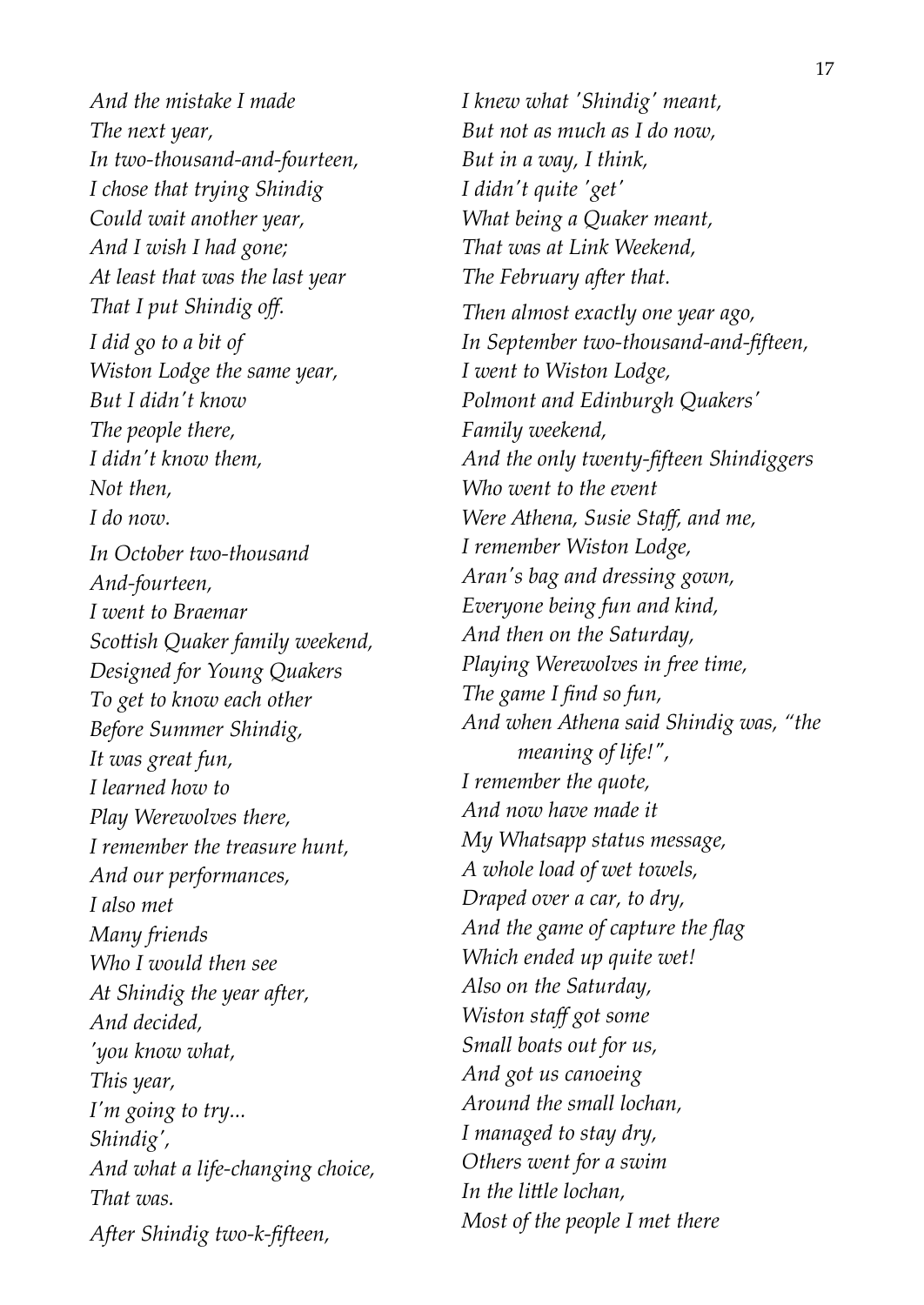*And the mistake I made*
*The next year,*
*In two-thousand-and-fourteen,*
*I chose that trying Shindig*
*Could wait another year,*
*And I wish I had gone;*
*At least that was the last year*
*That I put Shindig off.*

*I did go to a bit of*
*Wiston Lodge the same year,*
*But I didn't know*
*The people there,*
*I didn't know them,*
*Not then,*
*I do now.*

*In October two-thousand*
*And-fourteen,*
*I went to Braemar*
*Scottish Quaker family weekend,*
*Designed for Young Quakers*
*To get to know each other*
*Before Summer Shindig,*
*It was great fun,*
*I learned how to*
*Play Werewolves there,*
*I remember the treasure hunt,*
*And our performances,*
*I also met*
*Many friends*
*Who I would then see*
*At Shindig the year after,*
*And decided,*
*'you know what,*
*This year,*
*I'm going to try...*
*Shindig',*
*And what a life-changing choice,*
*That was.*

*After Shindig two-k-fifteen,*
*I knew what 'Shindig' meant,*
*But not as much as I do now,*
*But in a way, I think,*
*I didn't quite 'get'*
*What being a Quaker meant,*
*That was at Link Weekend,*
*The February after that.*

*Then almost exactly one year ago,*
*In September two-thousand-and-fifteen,*
*I went to Wiston Lodge,*
*Polmont and Edinburgh Quakers'*
*Family weekend,*
*And the only twenty-fifteen Shindiggers*
*Who went to the event*
*Were Athena, Susie Staff, and me,*
*I remember Wiston Lodge,*
*Aran's bag and dressing gown,*
*Everyone being fun and kind,*
*And then on the Saturday,*
*Playing Werewolves in free time,*
*The game I find so fun,*
*And when Athena said Shindig was, "the meaning of life!",*
*I remember the quote,*
*And now have made it*
*My Whatsapp status message,*
*A whole load of wet towels,*
*Draped over a car, to dry,*
*And the game of capture the flag*
*Which ended up quite wet!*
*Also on the Saturday,*
*Wiston staff got some*
*Small boats out for us,*
*And got us canoeing*
*Around the small lochan,*
*I managed to stay dry,*
*Others went for a swim*
*In the little lochan,*
*Most of the people I met there*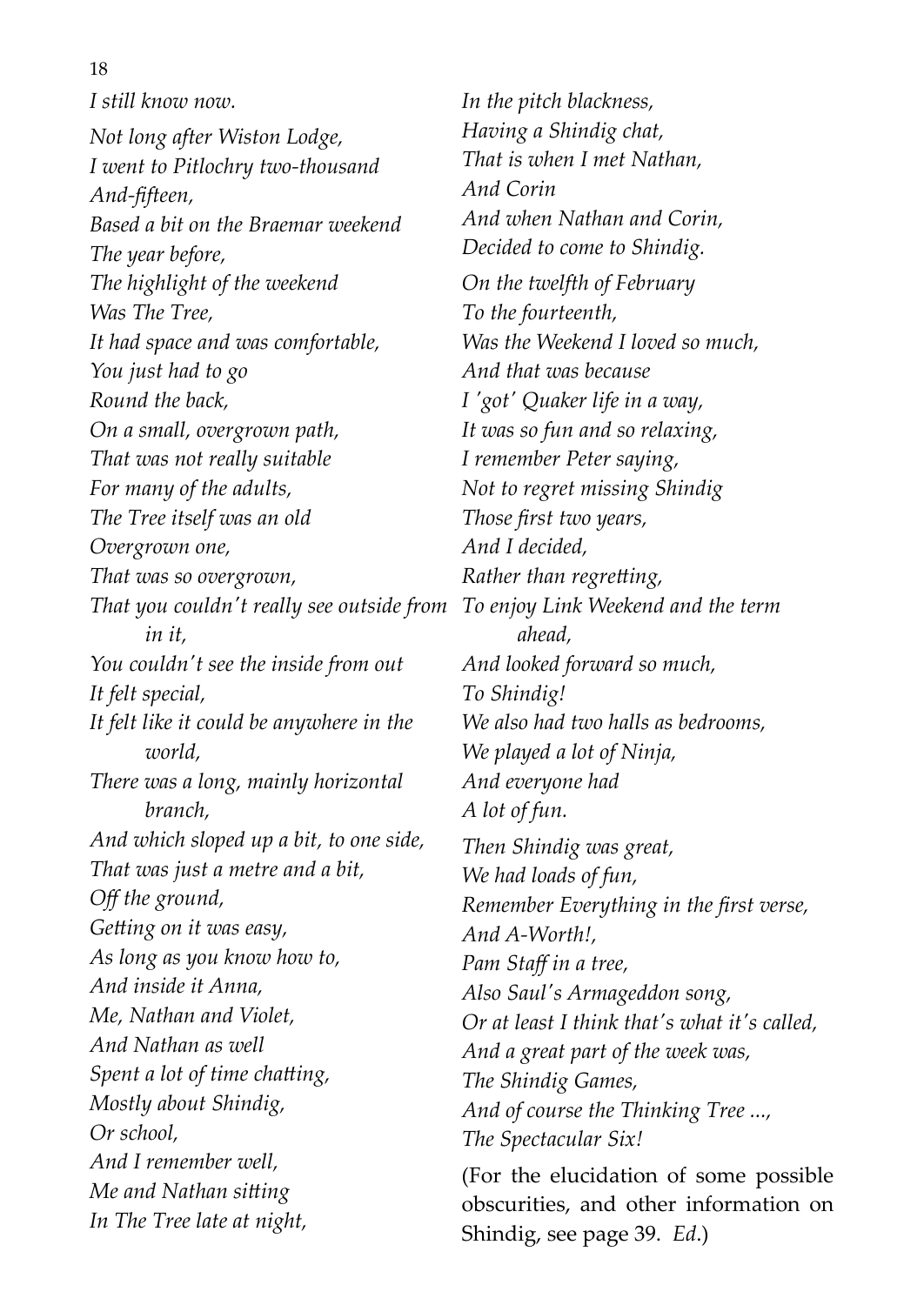*I still know now.*

*Not long after Wiston Lodge,*
*I went to Pitlochry two-thousand*
*And-fifteen,*
*Based a bit on the Braemar weekend*
*The year before,*
*The highlight of the weekend*
*Was The Tree,*
*It had space and was comfortable,*
*You just had to go*
*Round the back,*
*On a small, overgrown path,*
*That was not really suitable*
*For many of the adults,*
*The Tree itself was an old*
*Overgrown one,*
*That was so overgrown,*
*That you couldn't really see outside from in it,*
*You couldn't see the inside from out*
*It felt special,*
*It felt like it could be anywhere in the world,*
*There was a long, mainly horizontal branch,*
*And which sloped up a bit, to one side,*
*That was just a metre and a bit,*
*Off the ground,*
*Getting on it was easy,*
*As long as you know how to,*
*And inside it Anna,*
*Me, Nathan and Violet,*
*And Nathan as well*
*Spent a lot of time chatting,*
*Mostly about Shindig,*
*Or school,*
*And I remember well,*
*Me and Nathan sitting*
*In The Tree late at night,*
*In the pitch blackness,*
*Having a Shindig chat,*
*That is when I met Nathan,*
*And Corin*
*And when Nathan and Corin,*
*Decided to come to Shindig.*

*On the twelfth of February*
*To the fourteenth,*
*Was the Weekend I loved so much,*
*And that was because*
*I 'got' Quaker life in a way,*
*It was so fun and so relaxing,*
*I remember Peter saying,*
*Not to regret missing Shindig*
*Those first two years,*
*And I decided,*
*Rather than regretting,*
*To enjoy Link Weekend and the term ahead,*
*And looked forward so much,*
*To Shindig!*
*We also had two halls as bedrooms,*
*We played a lot of Ninja,*
*And everyone had*
*A lot of fun.*

*Then Shindig was great,*
*We had loads of fun,*
*Remember Everything in the first verse,*
*And A-Worth!,*
*Pam Staff in a tree,*
*Also Saul's Armageddon song,*
*Or at least I think that's what it's called,*
*And a great part of the week was,*
*The Shindig Games,*
*And of course the Thinking Tree ...,*
*The Spectacular Six!*

(For the elucidation of some possible obscurities, and other information on Shindig, see page 39. *Ed*.)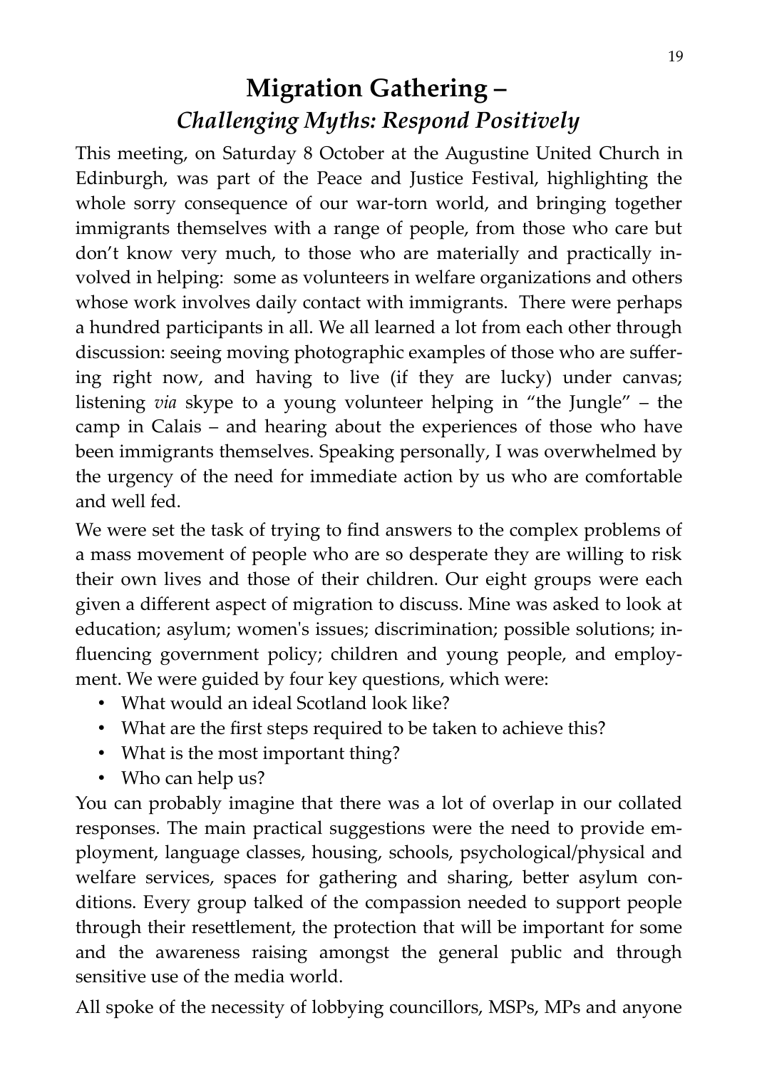# Migration Gathering –

## *Challenging Myths: Respond Positively*

This meeting, on Saturday 8 October at the Augustine United Church in Edinburgh, was part of the Peace and Justice Festival, highlighting the whole sorry consequence of our war-torn world, and bringing together immigrants themselves with a range of people, from those who care but don't know very much, to those who are materially and practically involved in helping: some as volunteers in welfare organizations and others whose work involves daily contact with immigrants. There were perhaps a hundred participants in all. We all learned a lot from each other through discussion: seeing moving photographic examples of those who are suffering right now, and having to live (if they are lucky) under canvas; listening *via* skype to a young volunteer helping in "the Jungle" – the camp in Calais – and hearing about the experiences of those who have been immigrants themselves. Speaking personally, I was overwhelmed by the urgency of the need for immediate action by us who are comfortable and well fed.

We were set the task of trying to find answers to the complex problems of a mass movement of people who are so desperate they are willing to risk their own lives and those of their children. Our eight groups were each given a different aspect of migration to discuss. Mine was asked to look at education; asylum; women's issues; discrimination; possible solutions; influencing government policy; children and young people, and employment. We were guided by four key questions, which were:

- What would an ideal Scotland look like?
- What are the first steps required to be taken to achieve this?
- What is the most important thing?
- Who can help us?

You can probably imagine that there was a lot of overlap in our collated responses. The main practical suggestions were the need to provide employment, language classes, housing, schools, psychological/physical and welfare services, spaces for gathering and sharing, better asylum conditions. Every group talked of the compassion needed to support people through their resettlement, the protection that will be important for some and the awareness raising amongst the general public and through sensitive use of the media world.

All spoke of the necessity of lobbying councillors, MSPs, MPs and anyone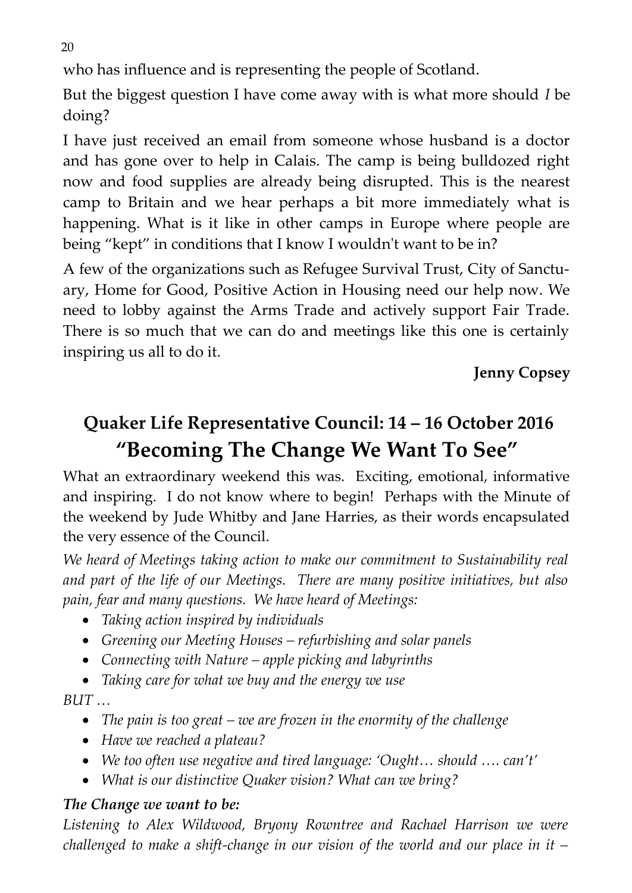who has influence and is representing the people of Scotland.

But the biggest question I have come away with is what more should *I* be doing?

I have just received an email from someone whose husband is a doctor and has gone over to help in Calais. The camp is being bulldozed right now and food supplies are already being disrupted. This is the nearest camp to Britain and we hear perhaps a bit more immediately what is happening. What is it like in other camps in Europe where people are being "kept" in conditions that I know I wouldn't want to be in?

A few of the organizations such as Refugee Survival Trust, City of Sanctuary, Home for Good, Positive Action in Housing need our help now. We need to lobby against the Arms Trade and actively support Fair Trade. There is so much that we can do and meetings like this one is certainly inspiring us all to do it.

**Jenny Copsey**

## Quaker Life Representative Council: 14 – 16 October 2016

## "Becoming The Change We Want To See"

What an extraordinary weekend this was. Exciting, emotional, informative and inspiring. I do not know where to begin! Perhaps with the Minute of the weekend by Jude Whitby and Jane Harries, as their words encapsulated the very essence of the Council.

*We heard of Meetings taking action to make our commitment to Sustainability real and part of the life of our Meetings. There are many positive initiatives, but also pain, fear and many questions. We have heard of Meetings:*

- *Taking action inspired by individuals*
- *Greening our Meeting Houses – refurbishing and solar panels*
- *Connecting with Nature – apple picking and labyrinths*
- *Taking care for what we buy and the energy we use*

*BUT …*

- *The pain is too great – we are frozen in the enormity of the challenge*
- *Have we reached a plateau?*
- *We too often use negative and tired language: 'Ought… should …. can't'*
- *What is our distinctive Quaker vision? What can we bring?*

***The Change we want to be:***

*Listening to Alex Wildwood, Bryony Rowntree and Rachael Harrison we were challenged to make a shift-change in our vision of the world and our place in it –*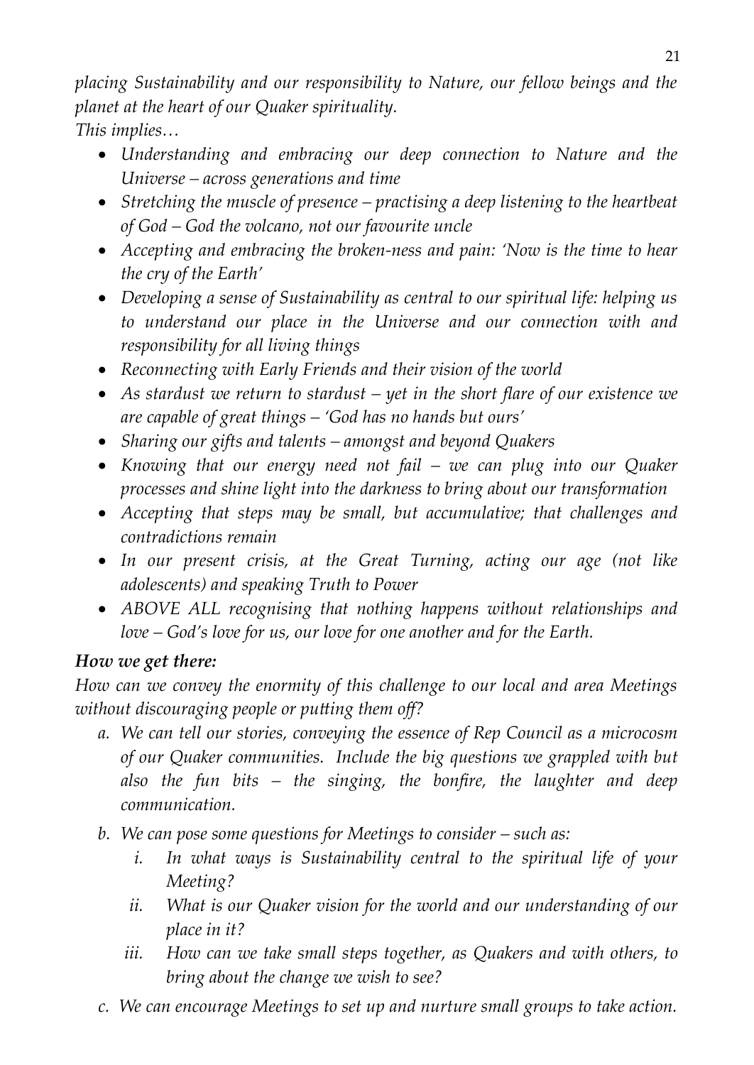*placing Sustainability and our responsibility to Nature, our fellow beings and the planet at the heart of our Quaker spirituality.*
*This implies…*

- *Understanding and embracing our deep connection to Nature and the Universe – across generations and time*
- *Stretching the muscle of presence – practising a deep listening to the heartbeat of God – God the volcano, not our favourite uncle*
- *Accepting and embracing the broken-ness and pain: 'Now is the time to hear the cry of the Earth'*
- *Developing a sense of Sustainability as central to our spiritual life: helping us to understand our place in the Universe and our connection with and responsibility for all living things*
- *Reconnecting with Early Friends and their vision of the world*
- *As stardust we return to stardust – yet in the short flare of our existence we are capable of great things – 'God has no hands but ours'*
- *Sharing our gifts and talents – amongst and beyond Quakers*
- *Knowing that our energy need not fail – we can plug into our Quaker processes and shine light into the darkness to bring about our transformation*
- *Accepting that steps may be small, but accumulative; that challenges and contradictions remain*
- *In our present crisis, at the Great Turning, acting our age (not like adolescents) and speaking Truth to Power*
- *ABOVE ALL recognising that nothing happens without relationships and love – God's love for us, our love for one another and for the Earth.*

***How we get there:***

*How can we convey the enormity of this challenge to our local and area Meetings without discouraging people or putting them off?*

a. *We can tell our stories, conveying the essence of Rep Council as a microcosm of our Quaker communities. Include the big questions we grappled with but also the fun bits – the singing, the bonfire, the laughter and deep communication.*
b. *We can pose some questions for Meetings to consider – such as:*
    i. *In what ways is Sustainability central to the spiritual life of your Meeting?*
    ii. *What is our Quaker vision for the world and our understanding of our place in it?*
    iii. *How can we take small steps together, as Quakers and with others, to bring about the change we wish to see?*
c. *We can encourage Meetings to set up and nurture small groups to take action.*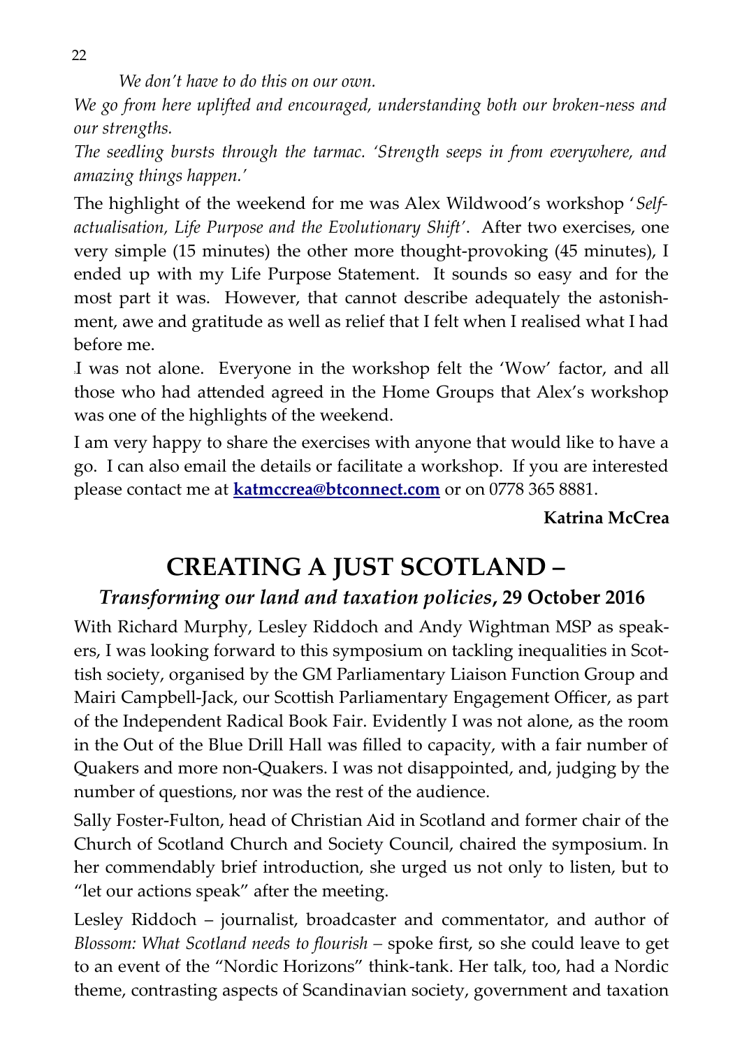*We don't have to do this on our own.*

*We go from here uplifted and encouraged, understanding both our broken-ness and our strengths.*

*The seedling bursts through the tarmac. 'Strength seeps in from everywhere, and amazing things happen.'*

The highlight of the weekend for me was Alex Wildwood's workshop '*Self-actualisation, Life Purpose and the Evolutionary Shift'*. After two exercises, one very simple (15 minutes) the other more thought-provoking (45 minutes), I ended up with my Life Purpose Statement. It sounds so easy and for the most part it was. However, that cannot describe adequately the astonishment, awe and gratitude as well as relief that I felt when I realised what I had before me.

I was not alone. Everyone in the workshop felt the 'Wow' factor, and all those who had attended agreed in the Home Groups that Alex's workshop was one of the highlights of the weekend.

I am very happy to share the exercises with anyone that would like to have a go. I can also email the details or facilitate a workshop. If you are interested please contact me at **katmccrea@btconnect.com** or on 0778 365 8881.

**Katrina McCrea**

# CREATING A JUST SCOTLAND –

### *Transforming our land and taxation policies*, 29 October 2016

With Richard Murphy, Lesley Riddoch and Andy Wightman MSP as speakers, I was looking forward to this symposium on tackling inequalities in Scottish society, organised by the GM Parliamentary Liaison Function Group and Mairi Campbell-Jack, our Scottish Parliamentary Engagement Officer, as part of the Independent Radical Book Fair. Evidently I was not alone, as the room in the Out of the Blue Drill Hall was filled to capacity, with a fair number of Quakers and more non-Quakers. I was not disappointed, and, judging by the number of questions, nor was the rest of the audience.

Sally Foster-Fulton, head of Christian Aid in Scotland and former chair of the Church of Scotland Church and Society Council, chaired the symposium. In her commendably brief introduction, she urged us not only to listen, but to "let our actions speak" after the meeting.

Lesley Riddoch – journalist, broadcaster and commentator, and author of *Blossom: What Scotland needs to flourish* – spoke first, so she could leave to get to an event of the "Nordic Horizons" think-tank. Her talk, too, had a Nordic theme, contrasting aspects of Scandinavian society, government and taxation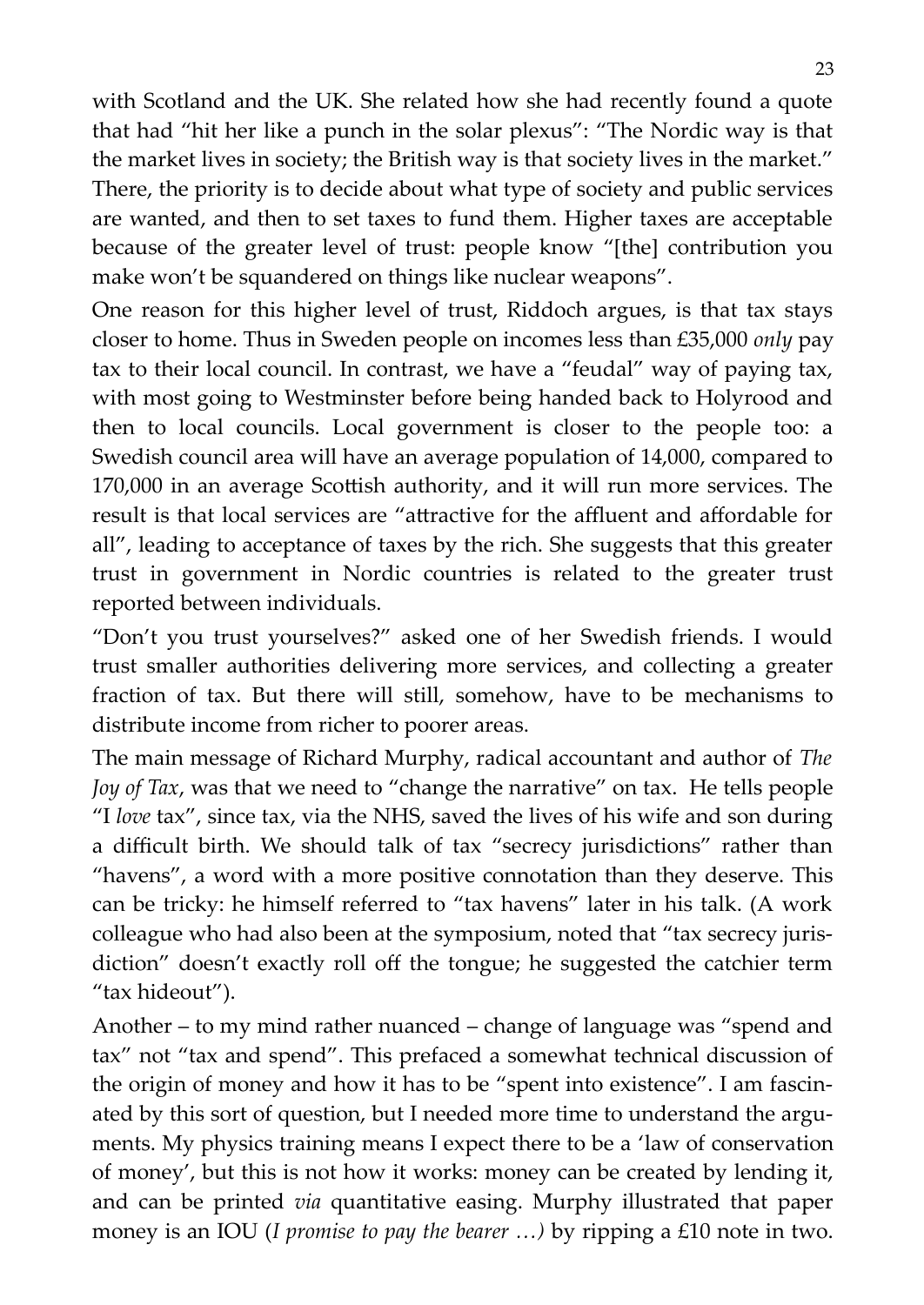with Scotland and the UK. She related how she had recently found a quote that had "hit her like a punch in the solar plexus": "The Nordic way is that the market lives in society; the British way is that society lives in the market." There, the priority is to decide about what type of society and public services are wanted, and then to set taxes to fund them. Higher taxes are acceptable because of the greater level of trust: people know "[the] contribution you make won't be squandered on things like nuclear weapons".

One reason for this higher level of trust, Riddoch argues, is that tax stays closer to home. Thus in Sweden people on incomes less than £35,000 *only* pay tax to their local council. In contrast, we have a "feudal" way of paying tax, with most going to Westminster before being handed back to Holyrood and then to local councils. Local government is closer to the people too: a Swedish council area will have an average population of 14,000, compared to 170,000 in an average Scottish authority, and it will run more services. The result is that local services are "attractive for the affluent and affordable for all", leading to acceptance of taxes by the rich. She suggests that this greater trust in government in Nordic countries is related to the greater trust reported between individuals.

"Don't you trust yourselves?" asked one of her Swedish friends. I would trust smaller authorities delivering more services, and collecting a greater fraction of tax. But there will still, somehow, have to be mechanisms to distribute income from richer to poorer areas.

The main message of Richard Murphy, radical accountant and author of *The Joy of Tax*, was that we need to "change the narrative" on tax. He tells people "I *love* tax", since tax, via the NHS, saved the lives of his wife and son during a difficult birth. We should talk of tax "secrecy jurisdictions" rather than "havens", a word with a more positive connotation than they deserve. This can be tricky: he himself referred to "tax havens" later in his talk. (A work colleague who had also been at the symposium, noted that "tax secrecy jurisdiction" doesn't exactly roll off the tongue; he suggested the catchier term "tax hideout").

Another – to my mind rather nuanced – change of language was "spend and tax" not "tax and spend". This prefaced a somewhat technical discussion of the origin of money and how it has to be "spent into existence". I am fascinated by this sort of question, but I needed more time to understand the arguments. My physics training means I expect there to be a 'law of conservation of money', but this is not how it works: money can be created by lending it, and can be printed *via* quantitative easing. Murphy illustrated that paper money is an IOU (*I promise to pay the bearer …*) by ripping a £10 note in two.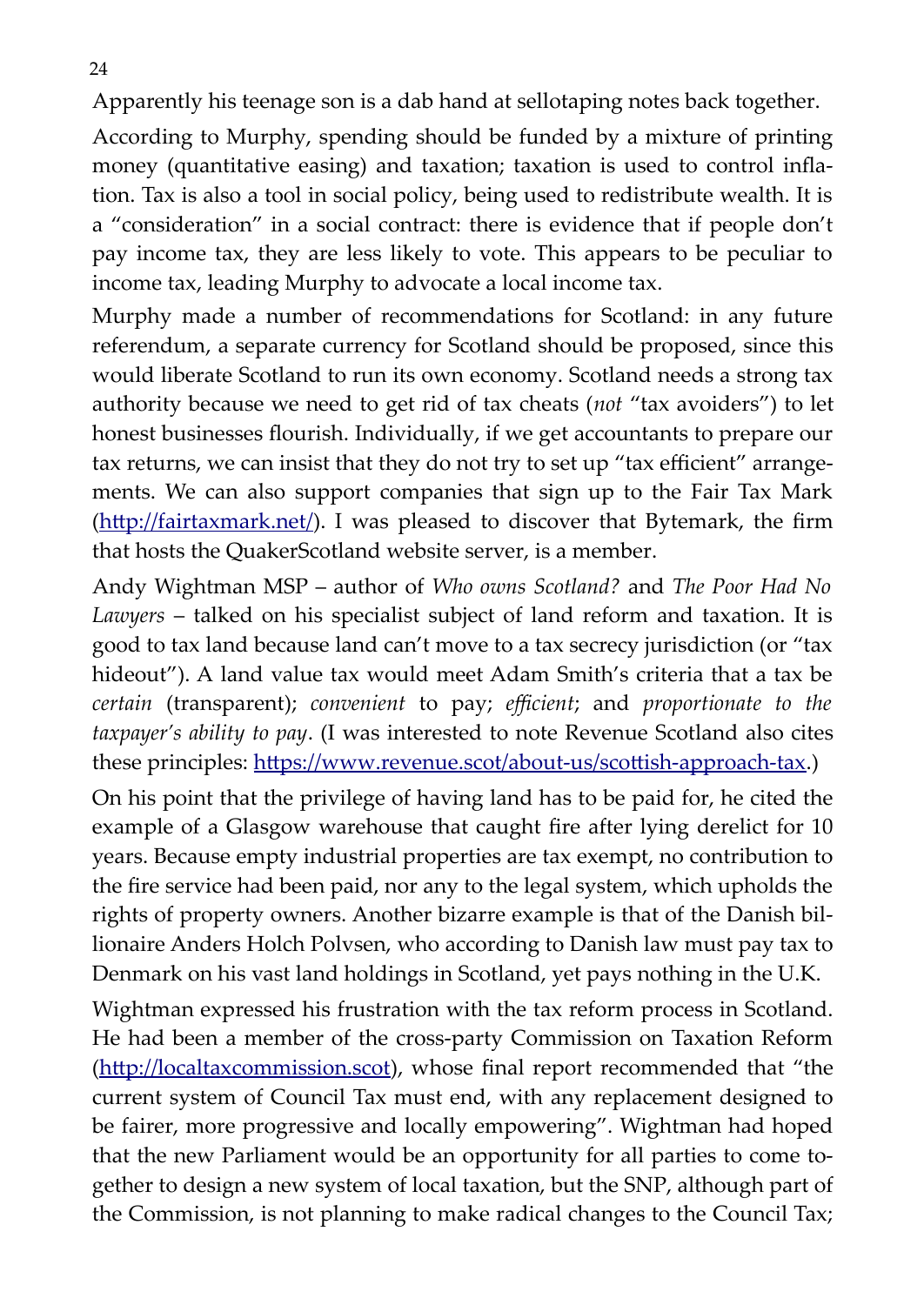Apparently his teenage son is a dab hand at sellotaping notes back together.

According to Murphy, spending should be funded by a mixture of printing money (quantitative easing) and taxation; taxation is used to control inflation. Tax is also a tool in social policy, being used to redistribute wealth. It is a "consideration" in a social contract: there is evidence that if people don't pay income tax, they are less likely to vote. This appears to be peculiar to income tax, leading Murphy to advocate a local income tax.

Murphy made a number of recommendations for Scotland: in any future referendum, a separate currency for Scotland should be proposed, since this would liberate Scotland to run its own economy. Scotland needs a strong tax authority because we need to get rid of tax cheats (*not* "tax avoiders") to let honest businesses flourish. Individually, if we get accountants to prepare our tax returns, we can insist that they do not try to set up "tax efficient" arrangements. We can also support companies that sign up to the Fair Tax Mark (http://fairtaxmark.net/). I was pleased to discover that Bytemark, the firm that hosts the QuakerScotland website server, is a member.

Andy Wightman MSP – author of *Who owns Scotland?* and *The Poor Had No Lawyers* – talked on his specialist subject of land reform and taxation. It is good to tax land because land can't move to a tax secrecy jurisdiction (or "tax hideout"). A land value tax would meet Adam Smith's criteria that a tax be *certain* (transparent); *convenient* to pay; *efficient*; and *proportionate to the taxpayer's ability to pay*. (I was interested to note Revenue Scotland also cites these principles: https://www.revenue.scot/about-us/scottish-approach-tax.)

On his point that the privilege of having land has to be paid for, he cited the example of a Glasgow warehouse that caught fire after lying derelict for 10 years. Because empty industrial properties are tax exempt, no contribution to the fire service had been paid, nor any to the legal system, which upholds the rights of property owners. Another bizarre example is that of the Danish billionaire Anders Holch Polvsen, who according to Danish law must pay tax to Denmark on his vast land holdings in Scotland, yet pays nothing in the U.K.

Wightman expressed his frustration with the tax reform process in Scotland. He had been a member of the cross-party Commission on Taxation Reform (http://localtaxcommission.scot), whose final report recommended that "the current system of Council Tax must end, with any replacement designed to be fairer, more progressive and locally empowering". Wightman had hoped that the new Parliament would be an opportunity for all parties to come together to design a new system of local taxation, but the SNP, although part of the Commission, is not planning to make radical changes to the Council Tax;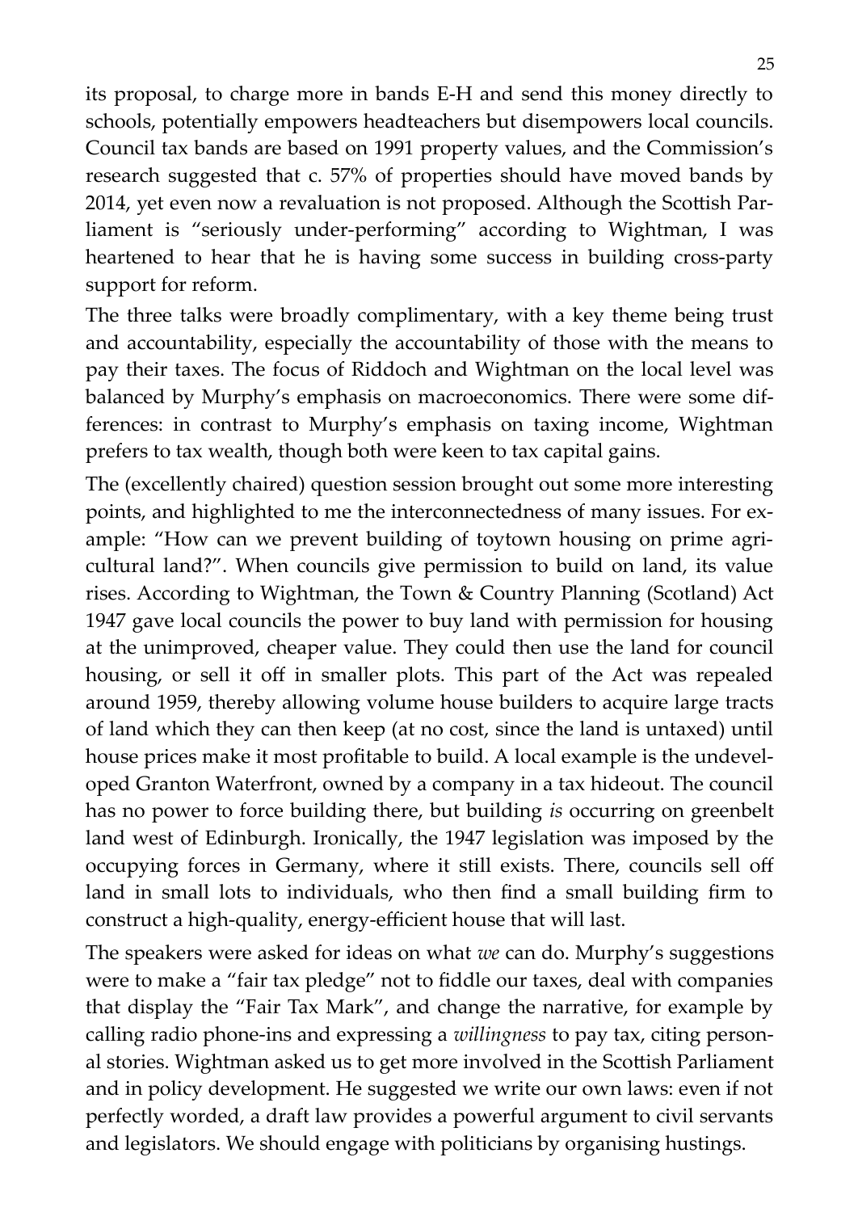its proposal, to charge more in bands E-H and send this money directly to schools, potentially empowers headteachers but disempowers local councils. Council tax bands are based on 1991 property values, and the Commission's research suggested that c. 57% of properties should have moved bands by 2014, yet even now a revaluation is not proposed. Although the Scottish Parliament is "seriously under-performing" according to Wightman, I was heartened to hear that he is having some success in building cross-party support for reform.

The three talks were broadly complimentary, with a key theme being trust and accountability, especially the accountability of those with the means to pay their taxes. The focus of Riddoch and Wightman on the local level was balanced by Murphy's emphasis on macroeconomics. There were some differences: in contrast to Murphy's emphasis on taxing income, Wightman prefers to tax wealth, though both were keen to tax capital gains.

The (excellently chaired) question session brought out some more interesting points, and highlighted to me the interconnectedness of many issues. For example: "How can we prevent building of toytown housing on prime agricultural land?". When councils give permission to build on land, its value rises. According to Wightman, the Town & Country Planning (Scotland) Act 1947 gave local councils the power to buy land with permission for housing at the unimproved, cheaper value. They could then use the land for council housing, or sell it off in smaller plots. This part of the Act was repealed around 1959, thereby allowing volume house builders to acquire large tracts of land which they can then keep (at no cost, since the land is untaxed) until house prices make it most profitable to build. A local example is the undeveloped Granton Waterfront, owned by a company in a tax hideout. The council has no power to force building there, but building *is* occurring on greenbelt land west of Edinburgh. Ironically, the 1947 legislation was imposed by the occupying forces in Germany, where it still exists. There, councils sell off land in small lots to individuals, who then find a small building firm to construct a high-quality, energy-efficient house that will last.

The speakers were asked for ideas on what *we* can do. Murphy's suggestions were to make a "fair tax pledge" not to fiddle our taxes, deal with companies that display the "Fair Tax Mark", and change the narrative, for example by calling radio phone-ins and expressing a *willingness* to pay tax, citing personal stories. Wightman asked us to get more involved in the Scottish Parliament and in policy development. He suggested we write our own laws: even if not perfectly worded, a draft law provides a powerful argument to civil servants and legislators. We should engage with politicians by organising hustings.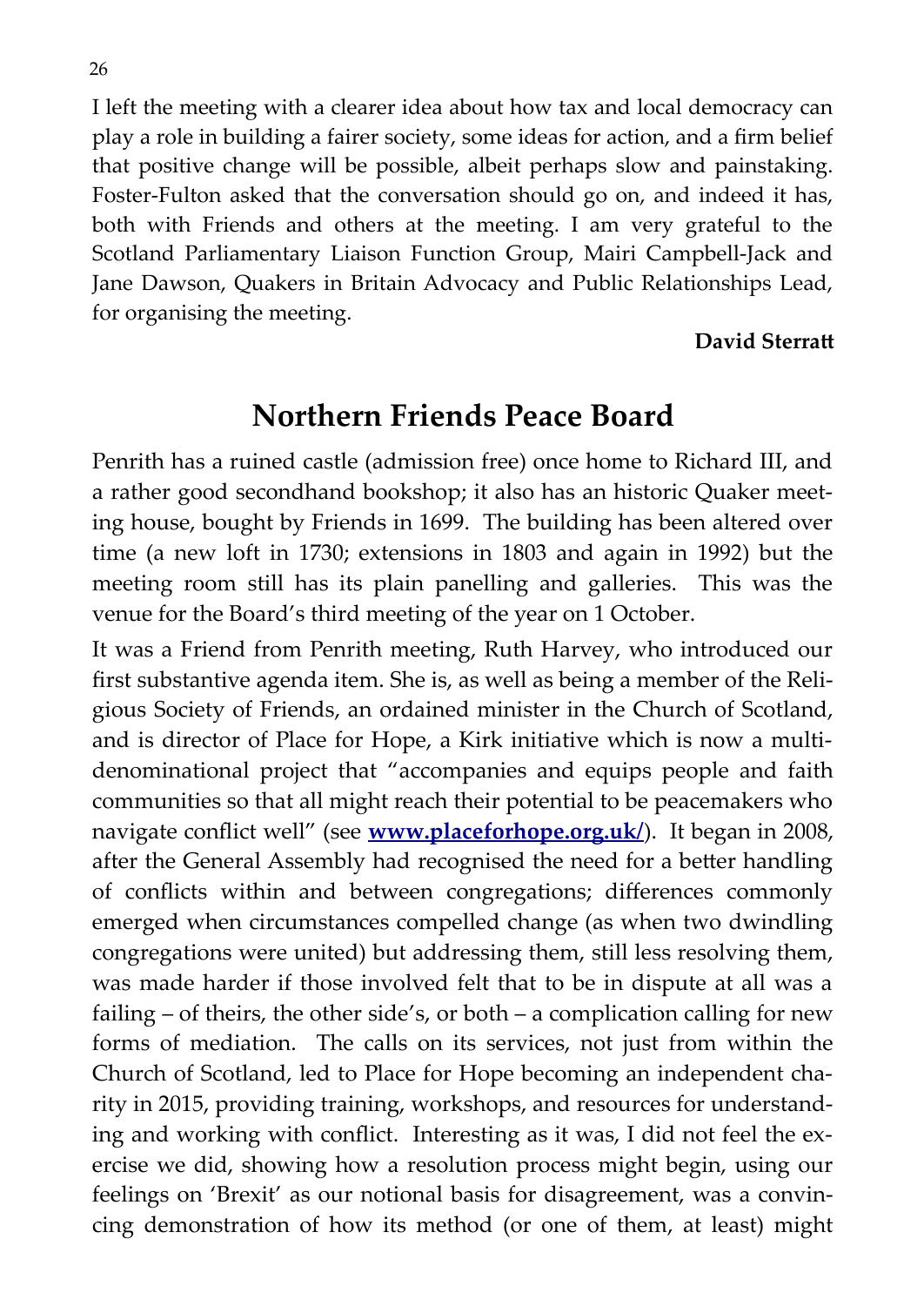I left the meeting with a clearer idea about how tax and local democracy can play a role in building a fairer society, some ideas for action, and a firm belief that positive change will be possible, albeit perhaps slow and painstaking. Foster-Fulton asked that the conversation should go on, and indeed it has, both with Friends and others at the meeting. I am very grateful to the Scotland Parliamentary Liaison Function Group, Mairi Campbell-Jack and Jane Dawson, Quakers in Britain Advocacy and Public Relationships Lead, for organising the meeting.

**David Sterratt**

## Northern Friends Peace Board

Penrith has a ruined castle (admission free) once home to Richard III, and a rather good secondhand bookshop; it also has an historic Quaker meeting house, bought by Friends in 1699. The building has been altered over time (a new loft in 1730; extensions in 1803 and again in 1992) but the meeting room still has its plain panelling and galleries. This was the venue for the Board's third meeting of the year on 1 October.

It was a Friend from Penrith meeting, Ruth Harvey, who introduced our first substantive agenda item. She is, as well as being a member of the Religious Society of Friends, an ordained minister in the Church of Scotland, and is director of Place for Hope, a Kirk initiative which is now a multi-denominational project that "accompanies and equips people and faith communities so that all might reach their potential to be peacemakers who navigate conflict well" (see **[www.placeforhope.org.uk/](www.placeforhope.org.uk/)**). It began in 2008, after the General Assembly had recognised the need for a better handling of conflicts within and between congregations; differences commonly emerged when circumstances compelled change (as when two dwindling congregations were united) but addressing them, still less resolving them, was made harder if those involved felt that to be in dispute at all was a failing – of theirs, the other side's, or both – a complication calling for new forms of mediation. The calls on its services, not just from within the Church of Scotland, led to Place for Hope becoming an independent charity in 2015, providing training, workshops, and resources for understanding and working with conflict. Interesting as it was, I did not feel the exercise we did, showing how a resolution process might begin, using our feelings on 'Brexit' as our notional basis for disagreement, was a convincing demonstration of how its method (or one of them, at least) might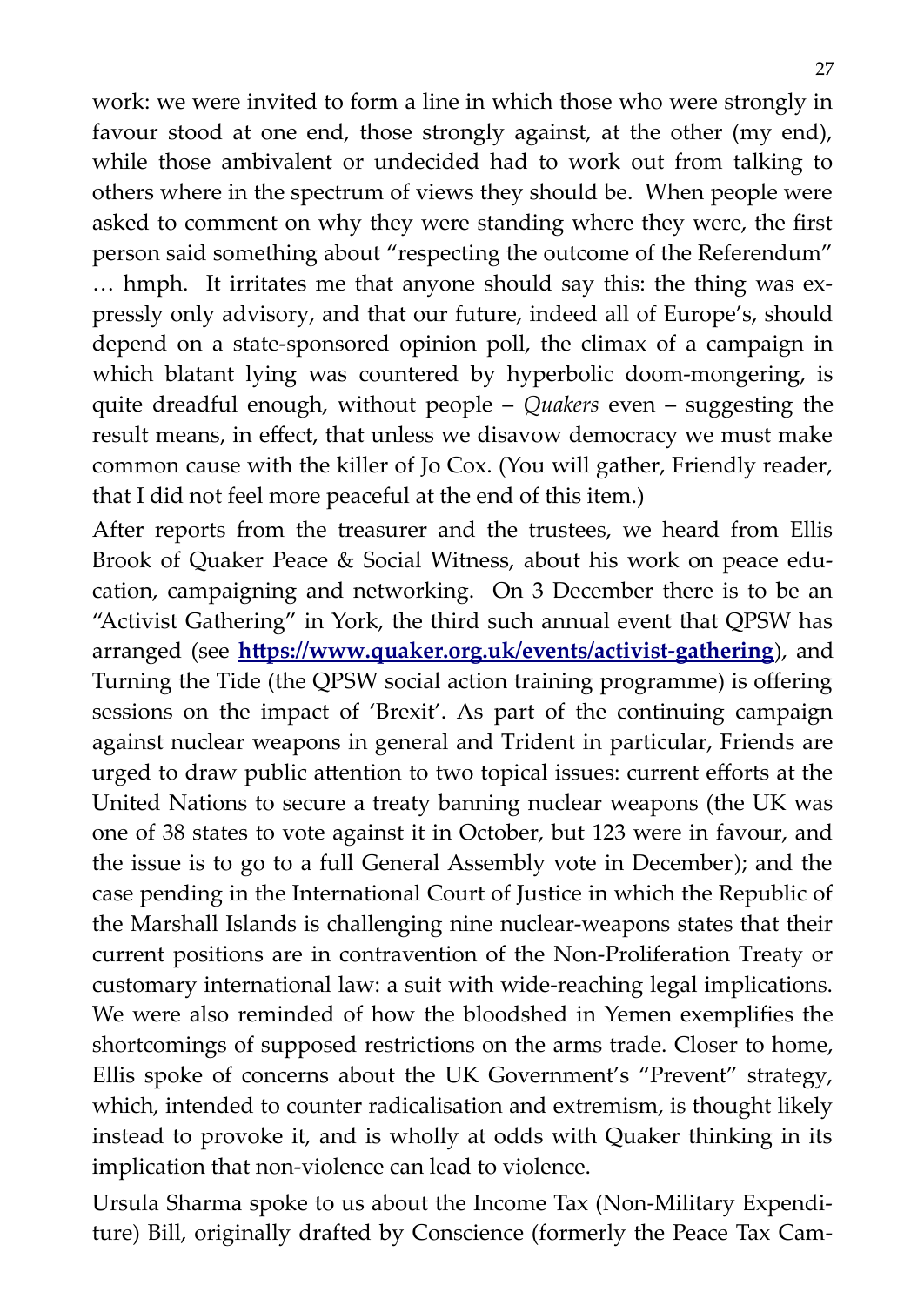work: we were invited to form a line in which those who were strongly in favour stood at one end, those strongly against, at the other (my end), while those ambivalent or undecided had to work out from talking to others where in the spectrum of views they should be. When people were asked to comment on why they were standing where they were, the first person said something about "respecting the outcome of the Referendum" … hmph. It irritates me that anyone should say this: the thing was expressly only advisory, and that our future, indeed all of Europe's, should depend on a state-sponsored opinion poll, the climax of a campaign in which blatant lying was countered by hyperbolic doom-mongering, is quite dreadful enough, without people – *Quakers* even – suggesting the result means, in effect, that unless we disavow democracy we must make common cause with the killer of Jo Cox. (You will gather, Friendly reader, that I did not feel more peaceful at the end of this item.)

After reports from the treasurer and the trustees, we heard from Ellis Brook of Quaker Peace & Social Witness, about his work on peace education, campaigning and networking. On 3 December there is to be an "Activist Gathering" in York, the third such annual event that QPSW has arranged (see **https://www.quaker.org.uk/events/activist-gathering**), and Turning the Tide (the QPSW social action training programme) is offering sessions on the impact of 'Brexit'. As part of the continuing campaign against nuclear weapons in general and Trident in particular, Friends are urged to draw public attention to two topical issues: current efforts at the United Nations to secure a treaty banning nuclear weapons (the UK was one of 38 states to vote against it in October, but 123 were in favour, and the issue is to go to a full General Assembly vote in December); and the case pending in the International Court of Justice in which the Republic of the Marshall Islands is challenging nine nuclear-weapons states that their current positions are in contravention of the Non-Proliferation Treaty or customary international law: a suit with wide-reaching legal implications. We were also reminded of how the bloodshed in Yemen exemplifies the shortcomings of supposed restrictions on the arms trade. Closer to home, Ellis spoke of concerns about the UK Government's "Prevent" strategy, which, intended to counter radicalisation and extremism, is thought likely instead to provoke it, and is wholly at odds with Quaker thinking in its implication that non-violence can lead to violence.

Ursula Sharma spoke to us about the Income Tax (Non-Military Expenditure) Bill, originally drafted by Conscience (formerly the Peace Tax Cam-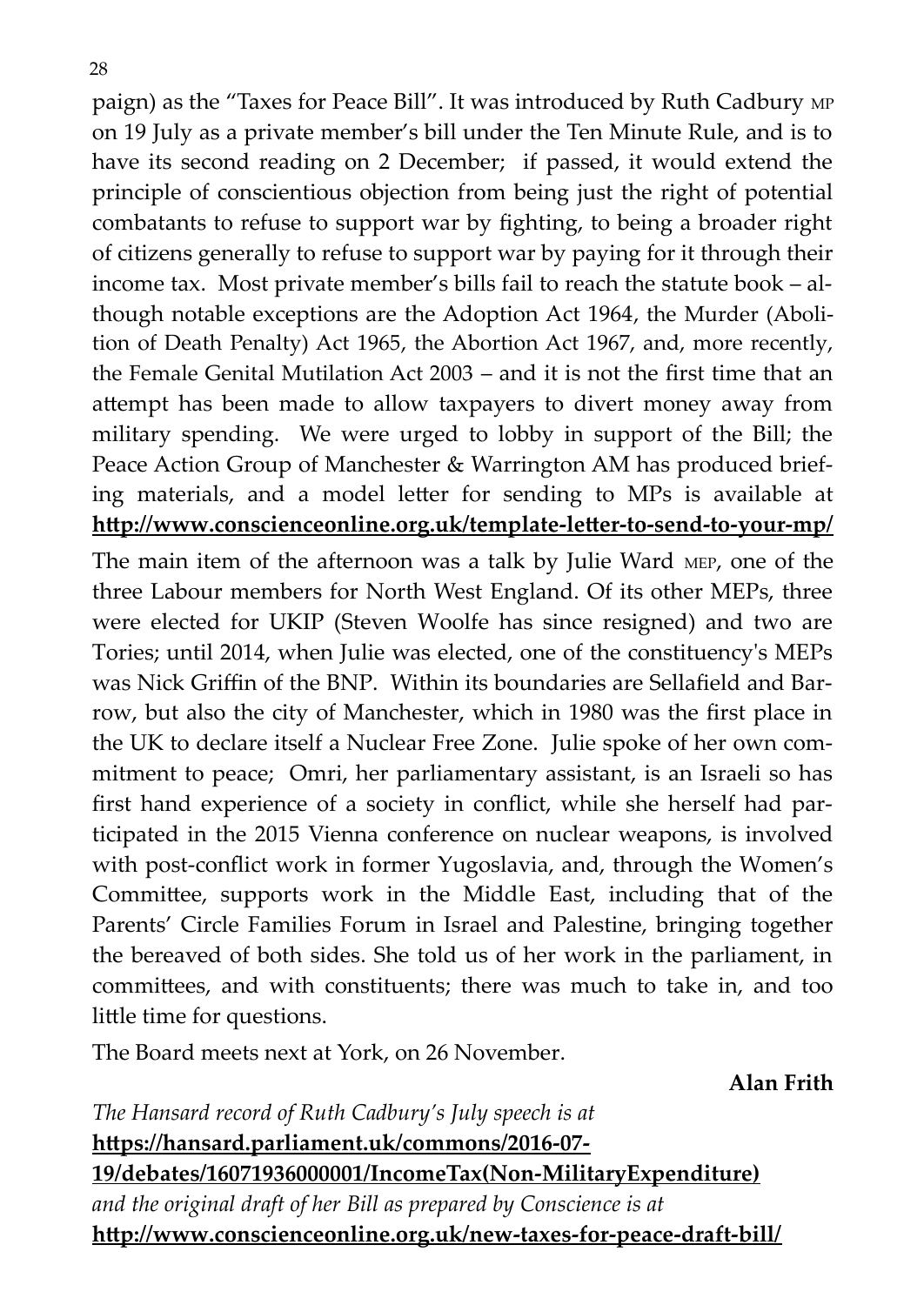paign) as the “Taxes for Peace Bill”. It was introduced by Ruth Cadbury MP on 19 July as a private member’s bill under the Ten Minute Rule, and is to have its second reading on 2 December; if passed, it would extend the principle of conscientious objection from being just the right of potential combatants to refuse to support war by fighting, to being a broader right of citizens generally to refuse to support war by paying for it through their income tax. Most private member’s bills fail to reach the statute book – although notable exceptions are the Adoption Act 1964, the Murder (Abolition of Death Penalty) Act 1965, the Abortion Act 1967, and, more recently, the Female Genital Mutilation Act 2003 – and it is not the first time that an attempt has been made to allow taxpayers to divert money away from military spending. We were urged to lobby in support of the Bill; the Peace Action Group of Manchester & Warrington AM has produced briefing materials, and a model letter for sending to MPs is available at **http://www.conscienceonline.org.uk/template-letter-to-send-to-your-mp/**

The main item of the afternoon was a talk by Julie Ward MEP, one of the three Labour members for North West England. Of its other MEPs, three were elected for UKIP (Steven Woolfe has since resigned) and two are Tories; until 2014, when Julie was elected, one of the constituency's MEPs was Nick Griffin of the BNP. Within its boundaries are Sellafield and Barrow, but also the city of Manchester, which in 1980 was the first place in the UK to declare itself a Nuclear Free Zone. Julie spoke of her own commitment to peace; Omri, her parliamentary assistant, is an Israeli so has first hand experience of a society in conflict, while she herself had participated in the 2015 Vienna conference on nuclear weapons, is involved with post-conflict work in former Yugoslavia, and, through the Women’s Committee, supports work in the Middle East, including that of the Parents’ Circle Families Forum in Israel and Palestine, bringing together the bereaved of both sides. She told us of her work in the parliament, in committees, and with constituents; there was much to take in, and too little time for questions.

The Board meets next at York, on 26 November.

**Alan Frith**

*The Hansard record of Ruth Cadbury’s July speech is at*
**https://hansard.parliament.uk/commons/2016-07-19/debates/16071936000001/IncomeTax(Non-MilitaryExpenditure)**
*and the original draft of her Bill as prepared by Conscience is at*
**http://www.conscienceonline.org.uk/new-taxes-for-peace-draft-bill/**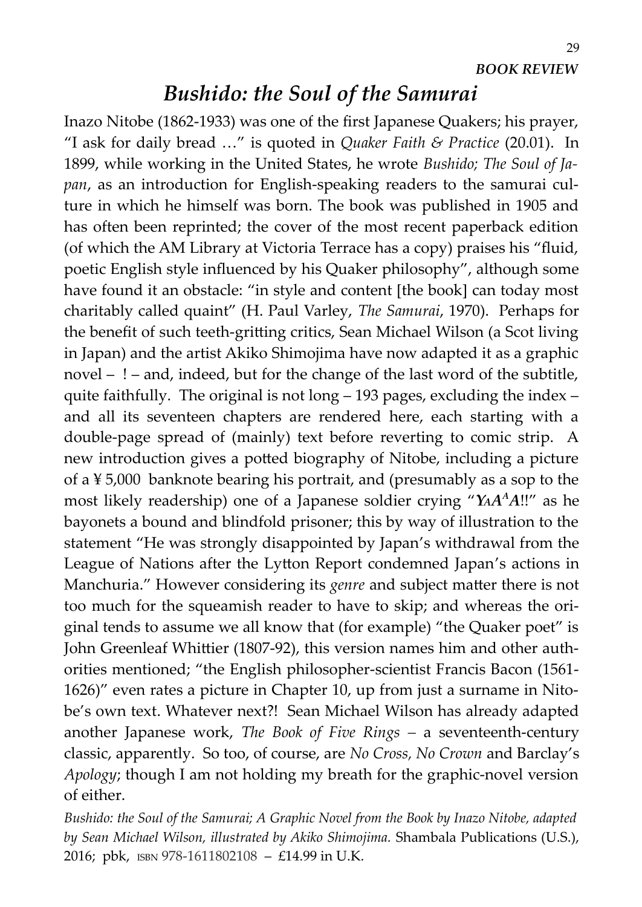**BOOK REVIEW**

## *Bushido: the Soul of the Samurai*

Inazo Nitobe (1862-1933) was one of the first Japanese Quakers; his prayer, "I ask for daily bread …" is quoted in *Quaker Faith & Practice* (20.01). In 1899, while working in the United States, he wrote *Bushido; The Soul of Japan*, as an introduction for English-speaking readers to the samurai culture in which he himself was born. The book was published in 1905 and has often been reprinted; the cover of the most recent paperback edition (of which the AM Library at Victoria Terrace has a copy) praises his "fluid, poetic English style influenced by his Quaker philosophy", although some have found it an obstacle: "in style and content [the book] can today most charitably called quaint" (H. Paul Varley, *The Samurai*, 1970). Perhaps for the benefit of such teeth-gritting critics, Sean Michael Wilson (a Scot living in Japan) and the artist Akiko Shimojima have now adapted it as a graphic novel – ! – and, indeed, but for the change of the last word of the subtitle, quite faithfully. The original is not long – 193 pages, excluding the index – and all its seventeen chapters are rendered here, each starting with a double-page spread of (mainly) text before reverting to comic strip. A new introduction gives a potted biography of Nitobe, including a picture of a ¥ 5,000 banknote bearing his portrait, and (presumably as a sop to the most likely readership) one of a Japanese soldier crying "*YAAAA*!!" as he bayonets a bound and blindfold prisoner; this by way of illustration to the statement "He was strongly disappointed by Japan's withdrawal from the League of Nations after the Lytton Report condemned Japan's actions in Manchuria." However considering its *genre* and subject matter there is not too much for the squeamish reader to have to skip; and whereas the original tends to assume we all know that (for example) "the Quaker poet" is John Greenleaf Whittier (1807-92), this version names him and other authorities mentioned; "the English philosopher-scientist Francis Bacon (1561-1626)" even rates a picture in Chapter 10, up from just a surname in Nitobe's own text. Whatever next?! Sean Michael Wilson has already adapted another Japanese work, *The Book of Five Rings* – a seventeenth-century classic, apparently. So too, of course, are *No Cross, No Crown* and Barclay's *Apology*; though I am not holding my breath for the graphic-novel version of either.

*Bushido: the Soul of the Samurai; A Graphic Novel from the Book by Inazo Nitobe, adapted by Sean Michael Wilson, illustrated by Akiko Shimojima.* Shambala Publications (U.S.), 2016; pbk, ISBN 978-1611802108 – £14.99 in U.K.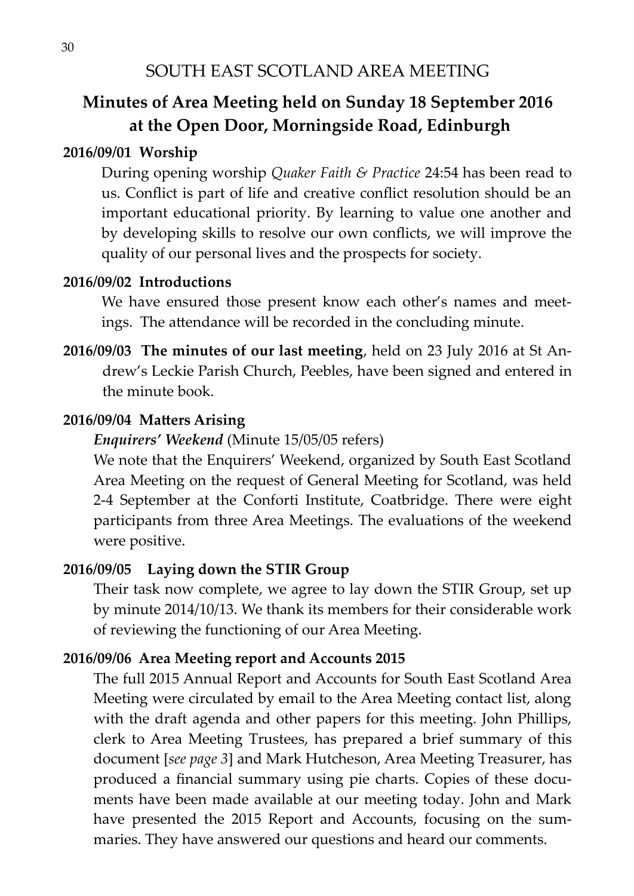## SOUTH EAST SCOTLAND AREA MEETING

# Minutes of Area Meeting held on Sunday 18 September 2016 at the Open Door, Morningside Road, Edinburgh

### 2016/09/01 Worship

During opening worship *Quaker Faith & Practice* 24:54 has been read to us. Conflict is part of life and creative conflict resolution should be an important educational priority. By learning to value one another and by developing skills to resolve our own conflicts, we will improve the quality of our personal lives and the prospects for society.

### 2016/09/02 Introductions

We have ensured those present know each other's names and meetings. The attendance will be recorded in the concluding minute.

**2016/09/03 The minutes of our last meeting**, held on 23 July 2016 at St Andrew's Leckie Parish Church, Peebles, have been signed and entered in the minute book.

### 2016/09/04 Matters Arising

***Enquirers' Weekend*** (Minute 15/05/05 refers)

We note that the Enquirers' Weekend, organized by South East Scotland Area Meeting on the request of General Meeting for Scotland, was held 2-4 September at the Conforti Institute, Coatbridge. There were eight participants from three Area Meetings. The evaluations of the weekend were positive.

### 2016/09/05 Laying down the STIR Group

Their task now complete, we agree to lay down the STIR Group, set up by minute 2014/10/13. We thank its members for their considerable work of reviewing the functioning of our Area Meeting.

### 2016/09/06 Area Meeting report and Accounts 2015

The full 2015 Annual Report and Accounts for South East Scotland Area Meeting were circulated by email to the Area Meeting contact list, along with the draft agenda and other papers for this meeting. John Phillips, clerk to Area Meeting Trustees, has prepared a brief summary of this document [*see page 3*] and Mark Hutcheson, Area Meeting Treasurer, has produced a financial summary using pie charts. Copies of these documents have been made available at our meeting today. John and Mark have presented the 2015 Report and Accounts, focusing on the summaries. They have answered our questions and heard our comments.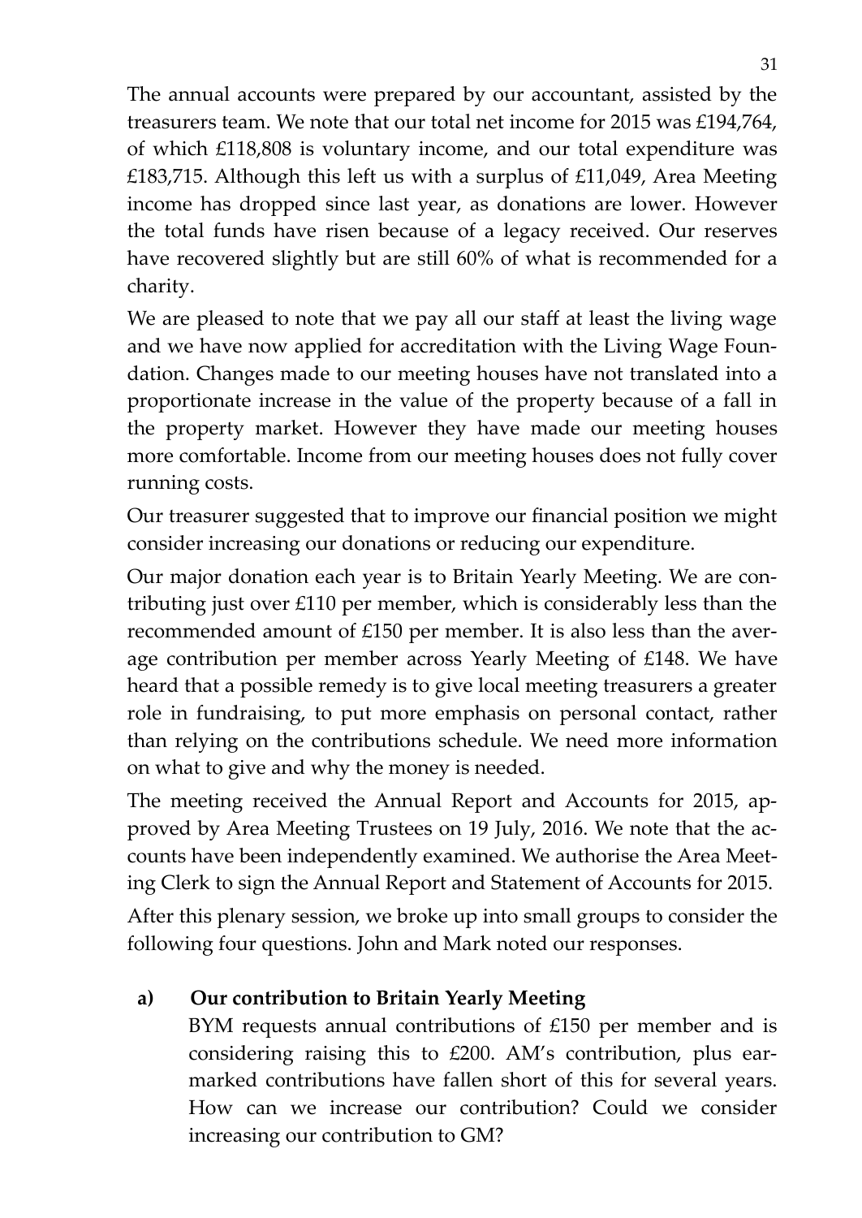The annual accounts were prepared by our accountant, assisted by the treasurers team. We note that our total net income for 2015 was £194,764, of which £118,808 is voluntary income, and our total expenditure was £183,715. Although this left us with a surplus of £11,049, Area Meeting income has dropped since last year, as donations are lower. However the total funds have risen because of a legacy received. Our reserves have recovered slightly but are still 60% of what is recommended for a charity.

We are pleased to note that we pay all our staff at least the living wage and we have now applied for accreditation with the Living Wage Foundation. Changes made to our meeting houses have not translated into a proportionate increase in the value of the property because of a fall in the property market. However they have made our meeting houses more comfortable. Income from our meeting houses does not fully cover running costs.

Our treasurer suggested that to improve our financial position we might consider increasing our donations or reducing our expenditure.

Our major donation each year is to Britain Yearly Meeting. We are contributing just over £110 per member, which is considerably less than the recommended amount of £150 per member. It is also less than the average contribution per member across Yearly Meeting of £148. We have heard that a possible remedy is to give local meeting treasurers a greater role in fundraising, to put more emphasis on personal contact, rather than relying on the contributions schedule. We need more information on what to give and why the money is needed.

The meeting received the Annual Report and Accounts for 2015, approved by Area Meeting Trustees on 19 July, 2016. We note that the accounts have been independently examined. We authorise the Area Meeting Clerk to sign the Annual Report and Statement of Accounts for 2015.

After this plenary session, we broke up into small groups to consider the following four questions. John and Mark noted our responses.

a) **Our contribution to Britain Yearly Meeting**

   BYM requests annual contributions of £150 per member and is considering raising this to £200. AM's contribution, plus earmarked contributions have fallen short of this for several years. How can we increase our contribution? Could we consider increasing our contribution to GM?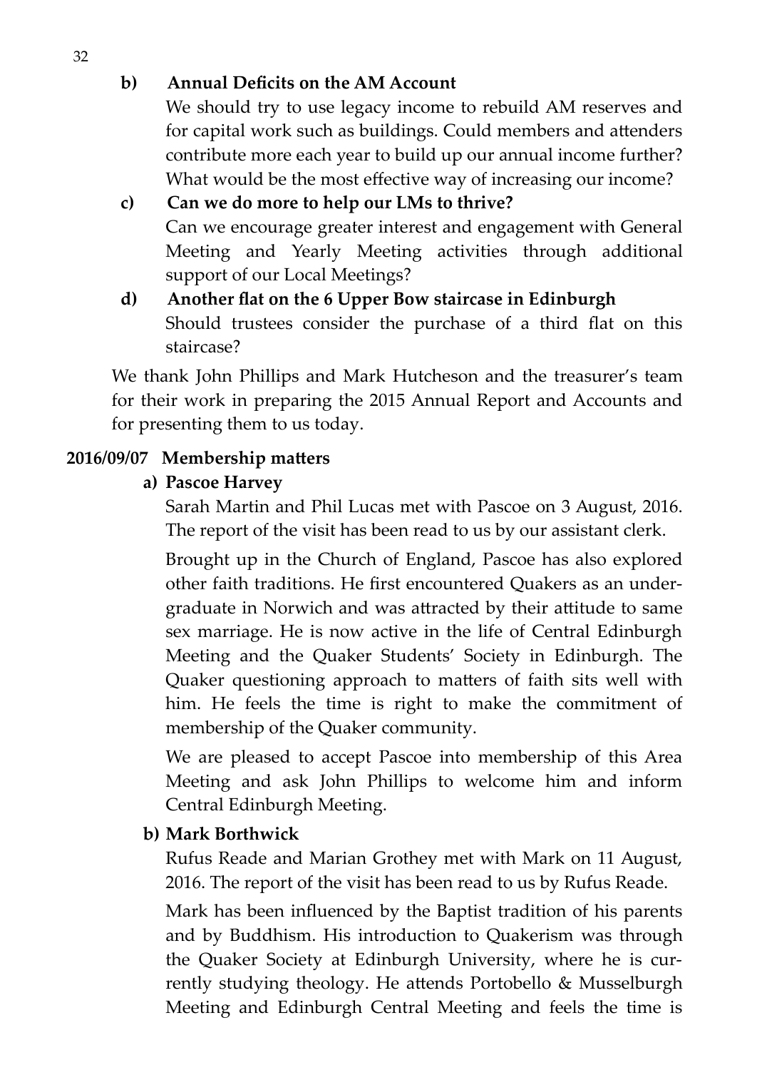**b) Annual Deficits on the AM Account**

We should try to use legacy income to rebuild AM reserves and for capital work such as buildings. Could members and attenders contribute more each year to build up our annual income further? What would be the most effective way of increasing our income?

**c) Can we do more to help our LMs to thrive?**

Can we encourage greater interest and engagement with General Meeting and Yearly Meeting activities through additional support of our Local Meetings?

**d) Another flat on the 6 Upper Bow staircase in Edinburgh**

Should trustees consider the purchase of a third flat on this staircase?

We thank John Phillips and Mark Hutcheson and the treasurer's team for their work in preparing the 2015 Annual Report and Accounts and for presenting them to us today.

**2016/09/07 Membership matters**

**a) Pascoe Harvey**

Sarah Martin and Phil Lucas met with Pascoe on 3 August, 2016. The report of the visit has been read to us by our assistant clerk.

Brought up in the Church of England, Pascoe has also explored other faith traditions. He first encountered Quakers as an undergraduate in Norwich and was attracted by their attitude to same sex marriage. He is now active in the life of Central Edinburgh Meeting and the Quaker Students' Society in Edinburgh. The Quaker questioning approach to matters of faith sits well with him. He feels the time is right to make the commitment of membership of the Quaker community.

We are pleased to accept Pascoe into membership of this Area Meeting and ask John Phillips to welcome him and inform Central Edinburgh Meeting.

**b) Mark Borthwick**

Rufus Reade and Marian Grothey met with Mark on 11 August, 2016. The report of the visit has been read to us by Rufus Reade.

Mark has been influenced by the Baptist tradition of his parents and by Buddhism. His introduction to Quakerism was through the Quaker Society at Edinburgh University, where he is currently studying theology. He attends Portobello & Musselburgh Meeting and Edinburgh Central Meeting and feels the time is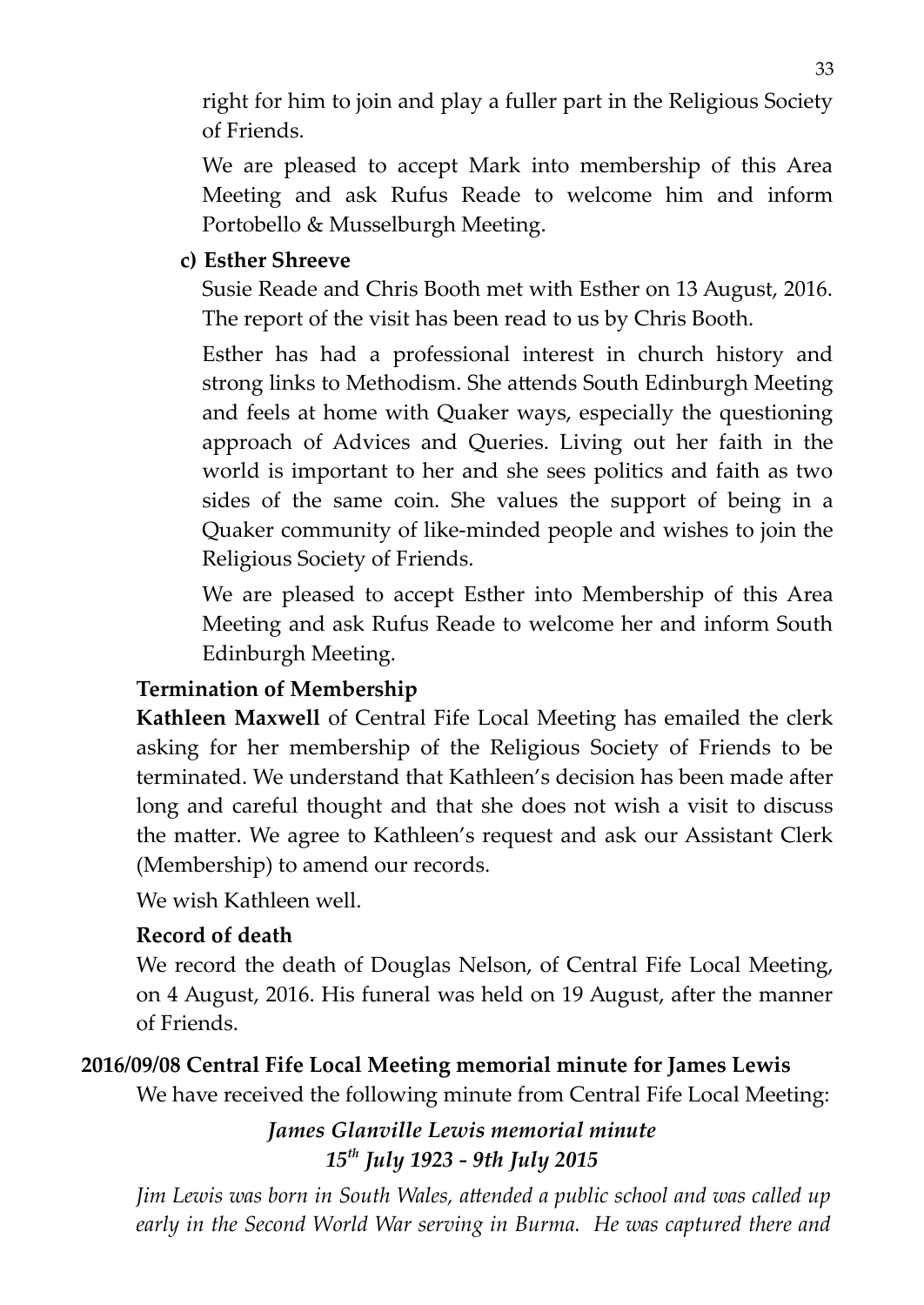right for him to join and play a fuller part in the Religious Society of Friends.

We are pleased to accept Mark into membership of this Area Meeting and ask Rufus Reade to welcome him and inform Portobello & Musselburgh Meeting.

**c) Esther Shreeve**

Susie Reade and Chris Booth met with Esther on 13 August, 2016. The report of the visit has been read to us by Chris Booth.

Esther has had a professional interest in church history and strong links to Methodism. She attends South Edinburgh Meeting and feels at home with Quaker ways, especially the questioning approach of Advices and Queries. Living out her faith in the world is important to her and she sees politics and faith as two sides of the same coin. She values the support of being in a Quaker community of like-minded people and wishes to join the Religious Society of Friends.

We are pleased to accept Esther into Membership of this Area Meeting and ask Rufus Reade to welcome her and inform South Edinburgh Meeting.

**Termination of Membership**

**Kathleen Maxwell** of Central Fife Local Meeting has emailed the clerk asking for her membership of the Religious Society of Friends to be terminated. We understand that Kathleen's decision has been made after long and careful thought and that she does not wish a visit to discuss the matter. We agree to Kathleen's request and ask our Assistant Clerk (Membership) to amend our records.

We wish Kathleen well.

**Record of death**

We record the death of Douglas Nelson, of Central Fife Local Meeting, on 4 August, 2016. His funeral was held on 19 August, after the manner of Friends.

**2016/09/08 Central Fife Local Meeting memorial minute for James Lewis**

We have received the following minute from Central Fife Local Meeting:

***James Glanville Lewis memorial minute***
***15th July 1923 - 9th July 2015***

*Jim Lewis was born in South Wales, attended a public school and was called up early in the Second World War serving in Burma. He was captured there and*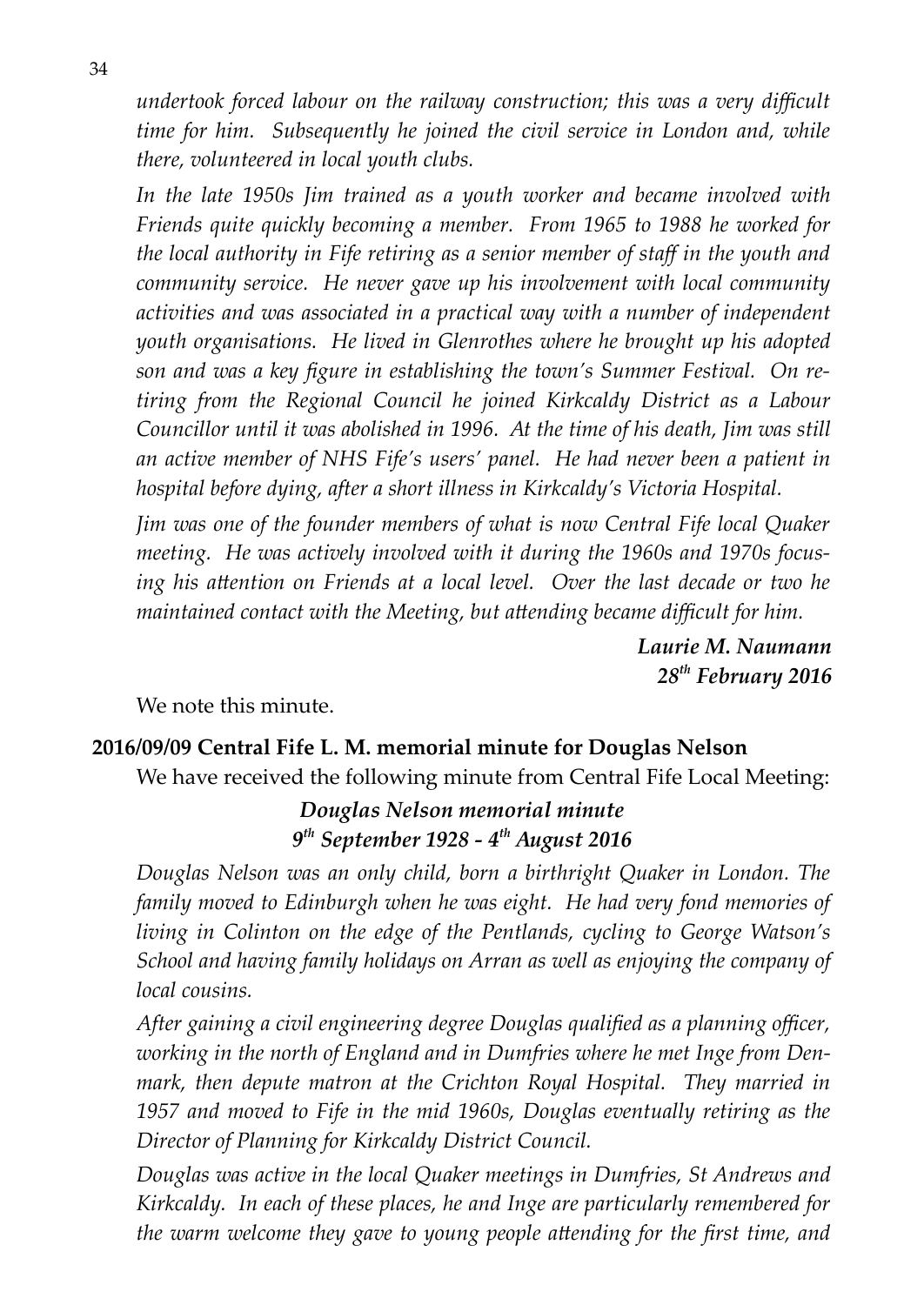*undertook forced labour on the railway construction; this was a very difficult time for him. Subsequently he joined the civil service in London and, while there, volunteered in local youth clubs.*

*In the late 1950s Jim trained as a youth worker and became involved with Friends quite quickly becoming a member. From 1965 to 1988 he worked for the local authority in Fife retiring as a senior member of staff in the youth and community service. He never gave up his involvement with local community activities and was associated in a practical way with a number of independent youth organisations. He lived in Glenrothes where he brought up his adopted son and was a key figure in establishing the town's Summer Festival. On retiring from the Regional Council he joined Kirkcaldy District as a Labour Councillor until it was abolished in 1996. At the time of his death, Jim was still an active member of NHS Fife's users' panel. He had never been a patient in hospital before dying, after a short illness in Kirkcaldy's Victoria Hospital.*

*Jim was one of the founder members of what is now Central Fife local Quaker meeting. He was actively involved with it during the 1960s and 1970s focusing his attention on Friends at a local level. Over the last decade or two he maintained contact with the Meeting, but attending became difficult for him.*

***Laurie M. Naumann***
***28th February 2016***

We note this minute.

**2016/09/09 Central Fife L. M. memorial minute for Douglas Nelson**

We have received the following minute from Central Fife Local Meeting:

***Douglas Nelson memorial minute***
***9th September 1928 - 4th August 2016***

*Douglas Nelson was an only child, born a birthright Quaker in London. The family moved to Edinburgh when he was eight. He had very fond memories of living in Colinton on the edge of the Pentlands, cycling to George Watson's School and having family holidays on Arran as well as enjoying the company of local cousins.*

*After gaining a civil engineering degree Douglas qualified as a planning officer, working in the north of England and in Dumfries where he met Inge from Denmark, then depute matron at the Crichton Royal Hospital. They married in 1957 and moved to Fife in the mid 1960s, Douglas eventually retiring as the Director of Planning for Kirkcaldy District Council.*

*Douglas was active in the local Quaker meetings in Dumfries, St Andrews and Kirkcaldy. In each of these places, he and Inge are particularly remembered for the warm welcome they gave to young people attending for the first time, and*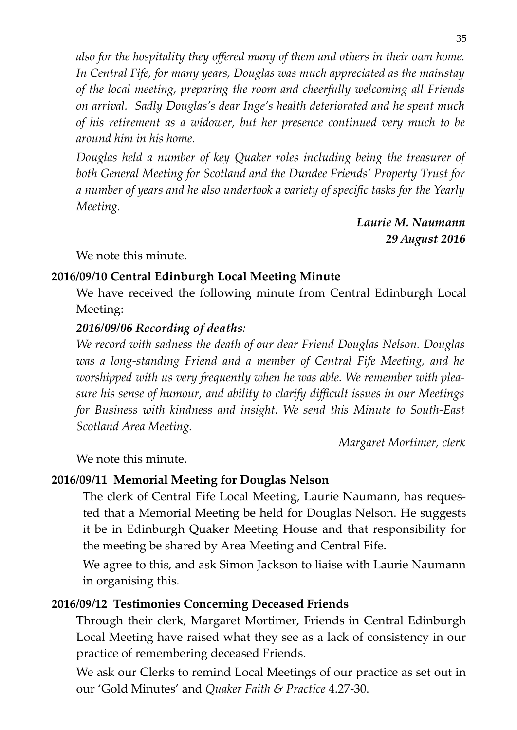*also for the hospitality they offered many of them and others in their own home. In Central Fife, for many years, Douglas was much appreciated as the mainstay of the local meeting, preparing the room and cheerfully welcoming all Friends on arrival. Sadly Douglas's dear Inge's health deteriorated and he spent much of his retirement as a widower, but her presence continued very much to be around him in his home.*

*Douglas held a number of key Quaker roles including being the treasurer of both General Meeting for Scotland and the Dundee Friends' Property Trust for a number of years and he also undertook a variety of specific tasks for the Yearly Meeting.*

***Laurie M. Naumann***
***29 August 2016***

We note this minute.

**2016/09/10 Central Edinburgh Local Meeting Minute**

We have received the following minute from Central Edinburgh Local Meeting:

***2016/09/06 Recording of deaths**:*

*We record with sadness the death of our dear Friend Douglas Nelson. Douglas was a long-standing Friend and a member of Central Fife Meeting, and he worshipped with us very frequently when he was able. We remember with pleasure his sense of humour, and ability to clarify difficult issues in our Meetings for Business with kindness and insight. We send this Minute to South-East Scotland Area Meeting.*

*Margaret Mortimer, clerk*

We note this minute.

**2016/09/11 Memorial Meeting for Douglas Nelson**

The clerk of Central Fife Local Meeting, Laurie Naumann, has requested that a Memorial Meeting be held for Douglas Nelson. He suggests it be in Edinburgh Quaker Meeting House and that responsibility for the meeting be shared by Area Meeting and Central Fife.

We agree to this, and ask Simon Jackson to liaise with Laurie Naumann in organising this.

**2016/09/12 Testimonies Concerning Deceased Friends**

Through their clerk, Margaret Mortimer, Friends in Central Edinburgh Local Meeting have raised what they see as a lack of consistency in our practice of remembering deceased Friends.

We ask our Clerks to remind Local Meetings of our practice as set out in our 'Gold Minutes' and *Quaker Faith & Practice* 4.27-30.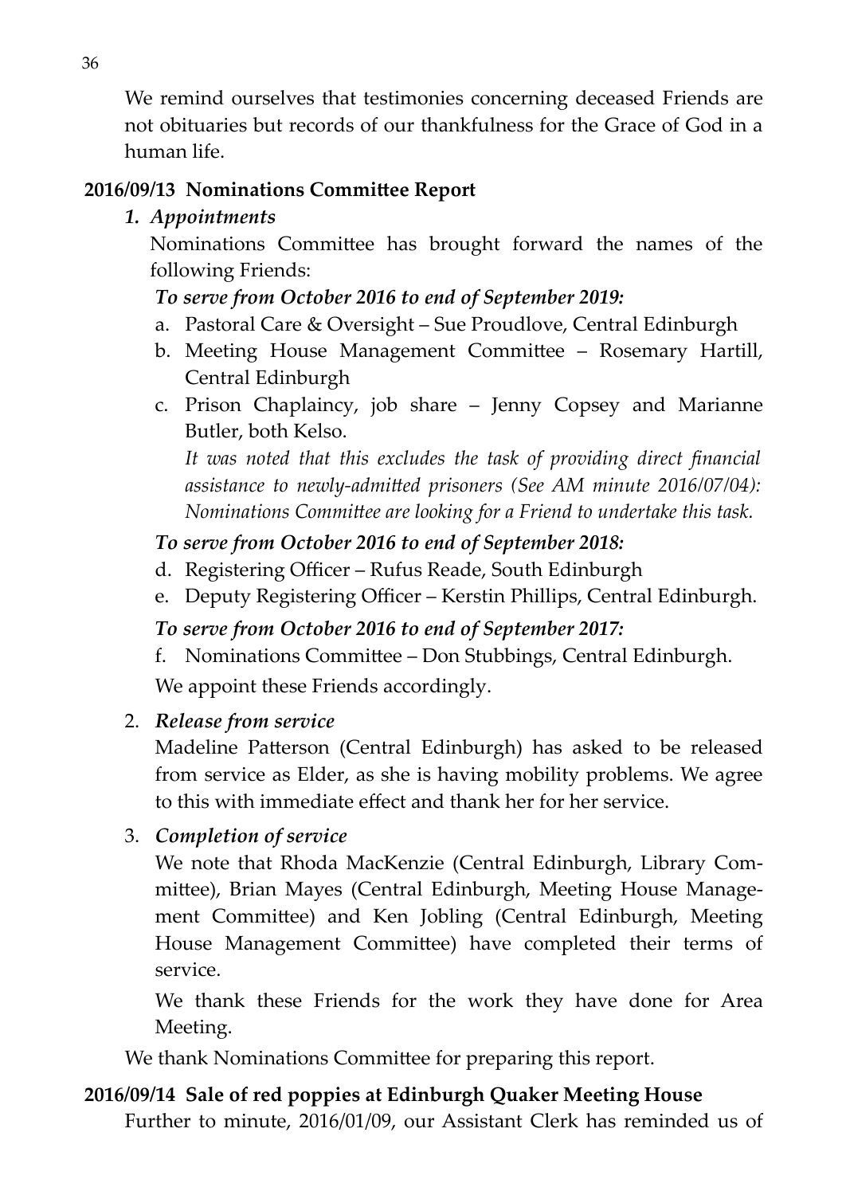We remind ourselves that testimonies concerning deceased Friends are not obituaries but records of our thankfulness for the Grace of God in a human life.

**2016/09/13 Nominations Committee Report**

1. ***Appointments***

   Nominations Committee has brought forward the names of the following Friends:

   ***To serve from October 2016 to end of September 2019:***

   a. Pastoral Care & Oversight – Sue Proudlove, Central Edinburgh
   b. Meeting House Management Committee – Rosemary Hartill, Central Edinburgh
   c. Prison Chaplaincy, job share – Jenny Copsey and Marianne Butler, both Kelso.

      *It was noted that this excludes the task of providing direct financial assistance to newly-admitted prisoners (See AM minute 2016/07/04): Nominations Committee are looking for a Friend to undertake this task.*

   ***To serve from October 2016 to end of September 2018:***

   d. Registering Officer – Rufus Reade, South Edinburgh
   e. Deputy Registering Officer – Kerstin Phillips, Central Edinburgh.

   ***To serve from October 2016 to end of September 2017:***

   f. Nominations Committee – Don Stubbings, Central Edinburgh.

   We appoint these Friends accordingly.

2. ***Release from service***

   Madeline Patterson (Central Edinburgh) has asked to be released from service as Elder, as she is having mobility problems. We agree to this with immediate effect and thank her for her service.

3. ***Completion of service***

   We note that Rhoda MacKenzie (Central Edinburgh, Library Committee), Brian Mayes (Central Edinburgh, Meeting House Management Committee) and Ken Jobling (Central Edinburgh, Meeting House Management Committee) have completed their terms of service.

   We thank these Friends for the work they have done for Area Meeting.

We thank Nominations Committee for preparing this report.

**2016/09/14 Sale of red poppies at Edinburgh Quaker Meeting House**

Further to minute, 2016/01/09, our Assistant Clerk has reminded us of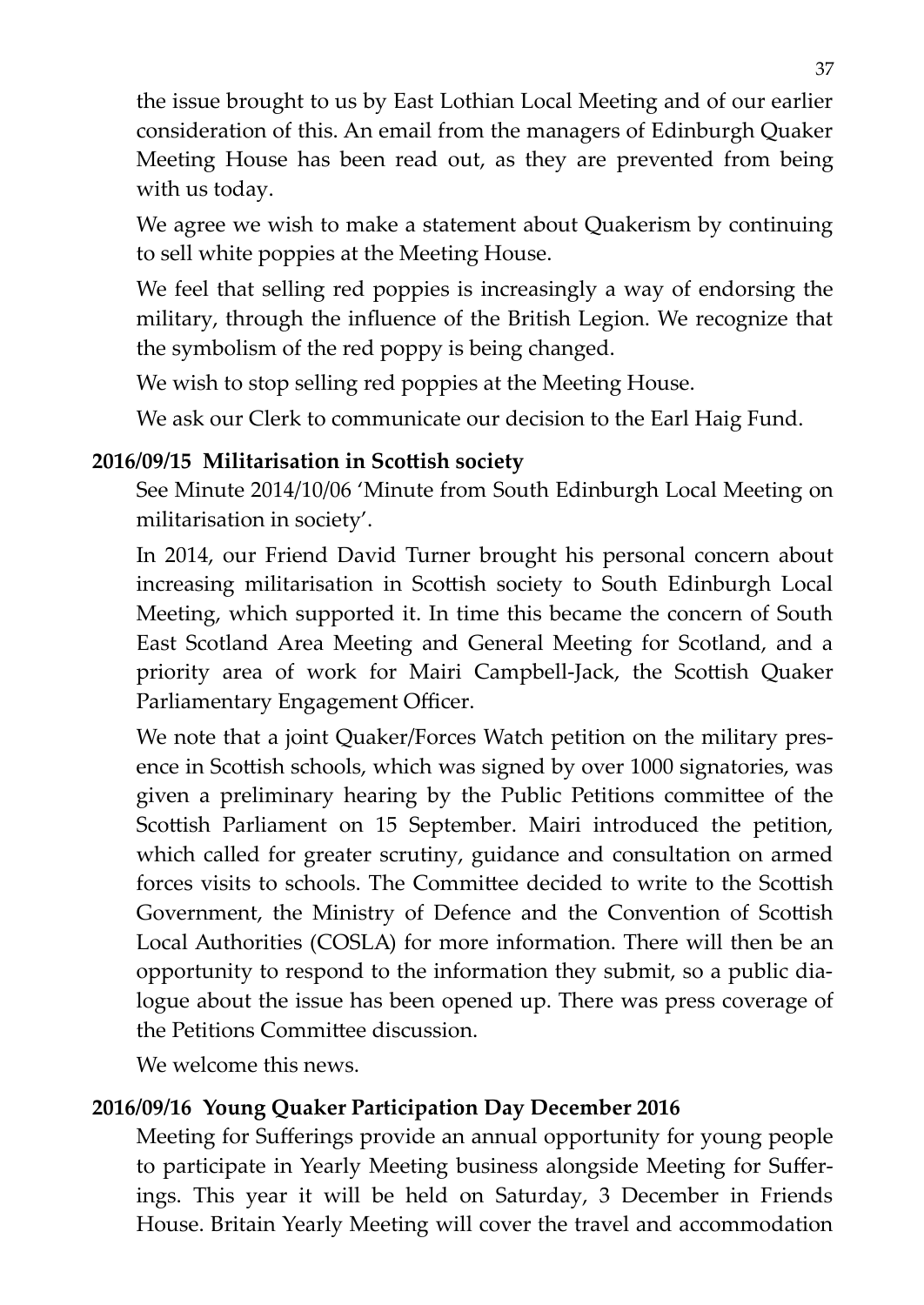the issue brought to us by East Lothian Local Meeting and of our earlier consideration of this. An email from the managers of Edinburgh Quaker Meeting House has been read out, as they are prevented from being with us today.

We agree we wish to make a statement about Quakerism by continuing to sell white poppies at the Meeting House.

We feel that selling red poppies is increasingly a way of endorsing the military, through the influence of the British Legion. We recognize that the symbolism of the red poppy is being changed.

We wish to stop selling red poppies at the Meeting House.

We ask our Clerk to communicate our decision to the Earl Haig Fund.

**2016/09/15 Militarisation in Scottish society**

See Minute 2014/10/06 'Minute from South Edinburgh Local Meeting on militarisation in society'.

In 2014, our Friend David Turner brought his personal concern about increasing militarisation in Scottish society to South Edinburgh Local Meeting, which supported it. In time this became the concern of South East Scotland Area Meeting and General Meeting for Scotland, and a priority area of work for Mairi Campbell-Jack, the Scottish Quaker Parliamentary Engagement Officer.

We note that a joint Quaker/Forces Watch petition on the military presence in Scottish schools, which was signed by over 1000 signatories, was given a preliminary hearing by the Public Petitions committee of the Scottish Parliament on 15 September. Mairi introduced the petition, which called for greater scrutiny, guidance and consultation on armed forces visits to schools. The Committee decided to write to the Scottish Government, the Ministry of Defence and the Convention of Scottish Local Authorities (COSLA) for more information. There will then be an opportunity to respond to the information they submit, so a public dialogue about the issue has been opened up. There was press coverage of the Petitions Committee discussion.

We welcome this news.

**2016/09/16 Young Quaker Participation Day December 2016**

Meeting for Sufferings provide an annual opportunity for young people to participate in Yearly Meeting business alongside Meeting for Sufferings. This year it will be held on Saturday, 3 December in Friends House. Britain Yearly Meeting will cover the travel and accommodation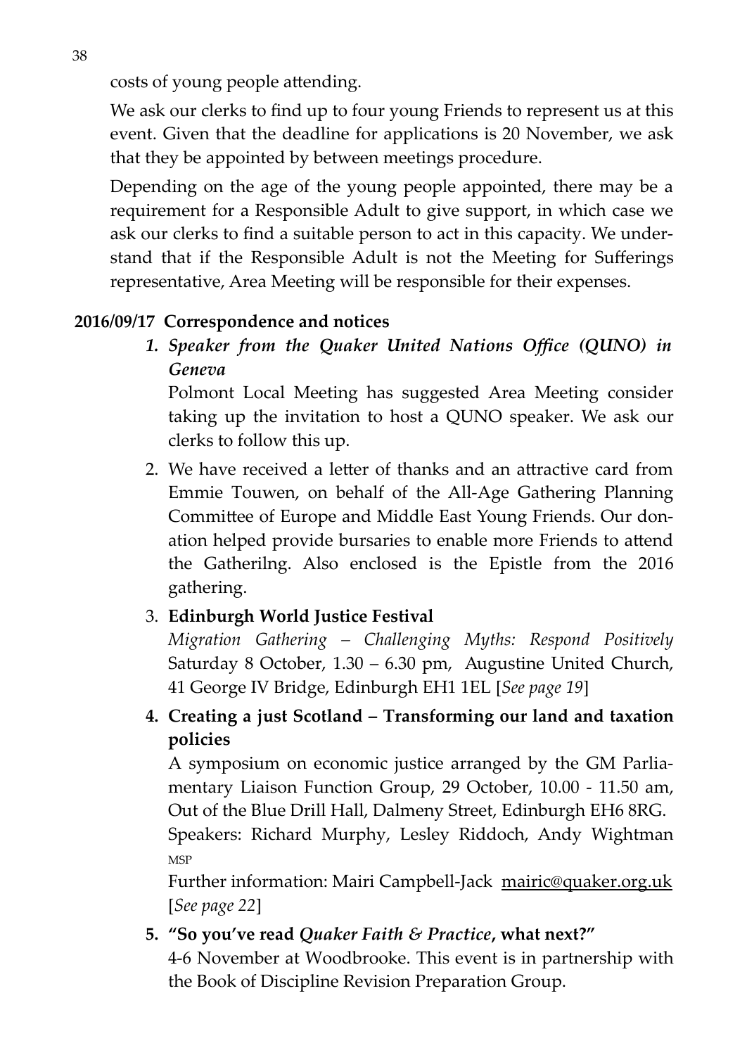costs of young people attending.

We ask our clerks to find up to four young Friends to represent us at this event. Given that the deadline for applications is 20 November, we ask that they be appointed by between meetings procedure.

Depending on the age of the young people appointed, there may be a requirement for a Responsible Adult to give support, in which case we ask our clerks to find a suitable person to act in this capacity. We understand that if the Responsible Adult is not the Meeting for Sufferings representative, Area Meeting will be responsible for their expenses.

**2016/09/17 Correspondence and notices**

1. ***Speaker from the Quaker United Nations Office (QUNO) in Geneva***

   Polmont Local Meeting has suggested Area Meeting consider taking up the invitation to host a QUNO speaker. We ask our clerks to follow this up.

2. We have received a letter of thanks and an attractive card from Emmie Touwen, on behalf of the All-Age Gathering Planning Committee of Europe and Middle East Young Friends. Our donation helped provide bursaries to enable more Friends to attend the Gatherilng. Also enclosed is the Epistle from the 2016 gathering.

3. **Edinburgh World Justice Festival**

   *Migration Gathering – Challenging Myths: Respond Positively* Saturday 8 October, 1.30 – 6.30 pm, Augustine United Church, 41 George IV Bridge, Edinburgh EH1 1EL [*See page 19*]

4. **Creating a just Scotland – Transforming our land and taxation policies**

   A symposium on economic justice arranged by the GM Parliamentary Liaison Function Group, 29 October, 10.00 - 11.50 am, Out of the Blue Drill Hall, Dalmeny Street, Edinburgh EH6 8RG.

   Speakers: Richard Murphy, Lesley Riddoch, Andy Wightman MSP

   Further information: Mairi Campbell-Jack mairic@quaker.org.uk [*See page 22*]

5. **"So you've read *Quaker Faith & Practice*, what next?"**

   4-6 November at Woodbrooke. This event is in partnership with the Book of Discipline Revision Preparation Group.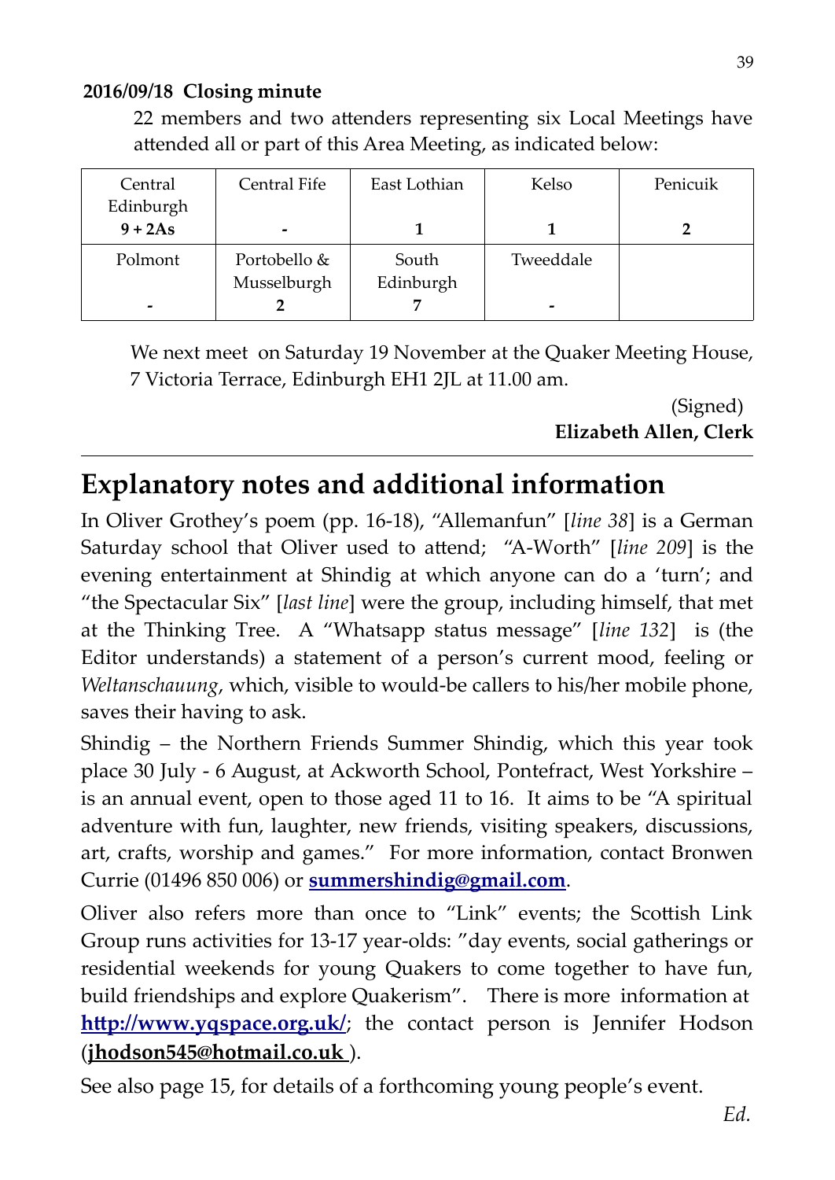**2016/09/18 Closing minute**

22 members and two attenders representing six Local Meetings have attended all or part of this Area Meeting, as indicated below:

| Central Edinburgh **9 + 2As** | Central Fife **-** | East Lothian **1** | Kelso **1** | Penicuik **2** |
|---|---|---|---|---|
| Polmont **-** | Portobello & Musselburgh **2** | South Edinburgh **7** | Tweeddale **-** | |

We next meet on Saturday 19 November at the Quaker Meeting House, 7 Victoria Terrace, Edinburgh EH1 2JL at 11.00 am.

(Signed)
**Elizabeth Allen, Clerk**

# Explanatory notes and additional information

In Oliver Grothey's poem (pp. 16-18), "Allemanfun" [*line 38*] is a German Saturday school that Oliver used to attend; "A-Worth" [*line 209*] is the evening entertainment at Shindig at which anyone can do a 'turn'; and "the Spectacular Six" [*last line*] were the group, including himself, that met at the Thinking Tree. A "Whatsapp status message" [*line 132*] is (the Editor understands) a statement of a person's current mood, feeling or *Weltanschauung*, which, visible to would-be callers to his/her mobile phone, saves their having to ask.

Shindig – the Northern Friends Summer Shindig, which this year took place 30 July - 6 August, at Ackworth School, Pontefract, West Yorkshire – is an annual event, open to those aged 11 to 16. It aims to be "A spiritual adventure with fun, laughter, new friends, visiting speakers, discussions, art, crafts, worship and games." For more information, contact Bronwen Currie (01496 850 006) or **summershindig@gmail.com**.

Oliver also refers more than once to "Link" events; the Scottish Link Group runs activities for 13-17 year-olds: "day events, social gatherings or residential weekends for young Quakers to come together to have fun, build friendships and explore Quakerism". There is more information at **http://www.yqspace.org.uk/**; the contact person is Jennifer Hodson (**jhodson545@hotmail.co.uk** ).

See also page 15, for details of a forthcoming young people's event.

*Ed.*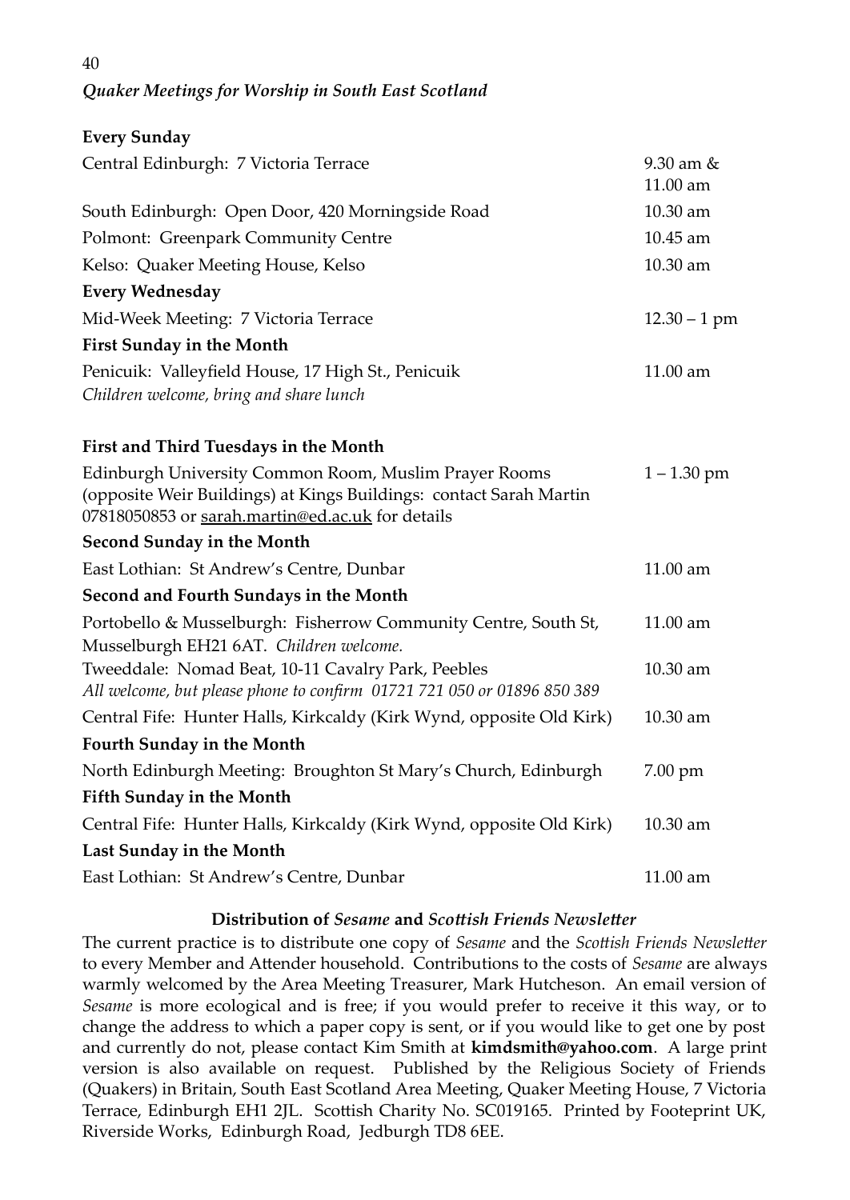## *Quaker Meetings for Worship in South East Scotland*

| | |
|---|---|
| **Every Sunday** | |
| Central Edinburgh: 7 Victoria Terrace | 9.30 am & 11.00 am |
| South Edinburgh: Open Door, 420 Morningside Road | 10.30 am |
| Polmont: Greenpark Community Centre | 10.45 am |
| Kelso: Quaker Meeting House, Kelso | 10.30 am |
| **Every Wednesday** | |
| Mid-Week Meeting: 7 Victoria Terrace | 12.30 – 1 pm |
| **First Sunday in the Month** | |
| Penicuik: Valleyfield House, 17 High St., Penicuik *Children welcome, bring and share lunch* | 11.00 am |
| **First and Third Tuesdays in the Month** | |
| Edinburgh University Common Room, Muslim Prayer Rooms (opposite Weir Buildings) at Kings Buildings: contact Sarah Martin 07818050853 or sarah.martin@ed.ac.uk for details | 1 – 1.30 pm |
| **Second Sunday in the Month** | |
| East Lothian: St Andrew's Centre, Dunbar | 11.00 am |
| **Second and Fourth Sundays in the Month** | |
| Portobello & Musselburgh: Fisherrow Community Centre, South St, Musselburgh EH21 6AT. *Children welcome.* | 11.00 am |
| Tweeddale: Nomad Beat, 10-11 Cavalry Park, Peebles *All welcome, but please phone to confirm 01721 721 050 or 01896 850 389* | 10.30 am |
| Central Fife: Hunter Halls, Kirkcaldy (Kirk Wynd, opposite Old Kirk) | 10.30 am |
| **Fourth Sunday in the Month** | |
| North Edinburgh Meeting: Broughton St Mary's Church, Edinburgh | 7.00 pm |
| **Fifth Sunday in the Month** | |
| Central Fife: Hunter Halls, Kirkcaldy (Kirk Wynd, opposite Old Kirk) | 10.30 am |
| **Last Sunday in the Month** | |
| East Lothian: St Andrew's Centre, Dunbar | 11.00 am |

### Distribution of *Sesame* and *Scottish Friends Newsletter*

The current practice is to distribute one copy of *Sesame* and the *Scottish Friends Newsletter* to every Member and Attender household. Contributions to the costs of *Sesame* are always warmly welcomed by the Area Meeting Treasurer, Mark Hutcheson. An email version of *Sesame* is more ecological and is free; if you would prefer to receive it this way, or to change the address to which a paper copy is sent, or if you would like to get one by post and currently do not, please contact Kim Smith at **kimdsmith@yahoo.com**. A large print version is also available on request. Published by the Religious Society of Friends (Quakers) in Britain, South East Scotland Area Meeting, Quaker Meeting House, 7 Victoria Terrace, Edinburgh EH1 2JL. Scottish Charity No. SC019165. Printed by Footeprint UK, Riverside Works, Edinburgh Road, Jedburgh TD8 6EE.